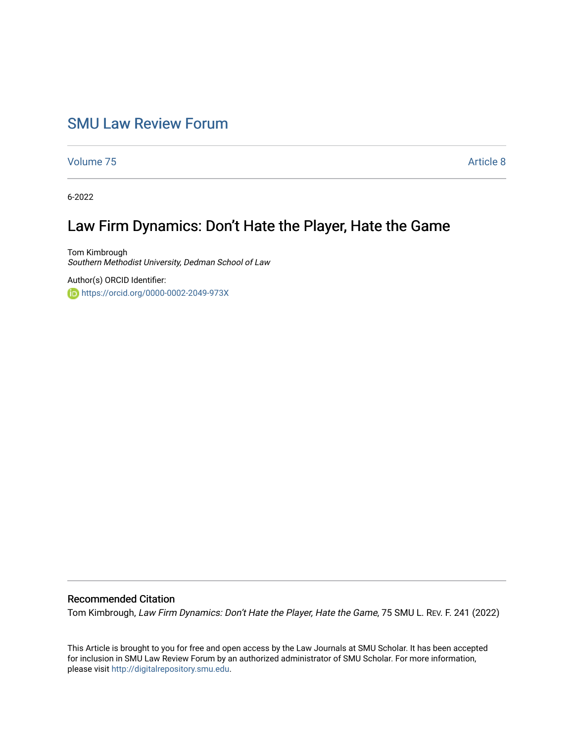# SMU Law Review Forum

Volume 75 | Article 8

6-2022

## Law Firm Dynamics: Don't Hate the Player, Hate the Game

Tom Kimbrough
*Southern Methodist University, Dedman School of Law*

Author(s) ORCID Identifier:
https://orcid.org/0000-0002-2049-973X

### Recommended Citation

Tom Kimbrough, *Law Firm Dynamics: Don't Hate the Player, Hate the Game*, 75 SMU L. REV. F. 241 (2022)

This Article is brought to you for free and open access by the Law Journals at SMU Scholar. It has been accepted for inclusion in SMU Law Review Forum by an authorized administrator of SMU Scholar. For more information, please visit http://digitalrepository.smu.edu.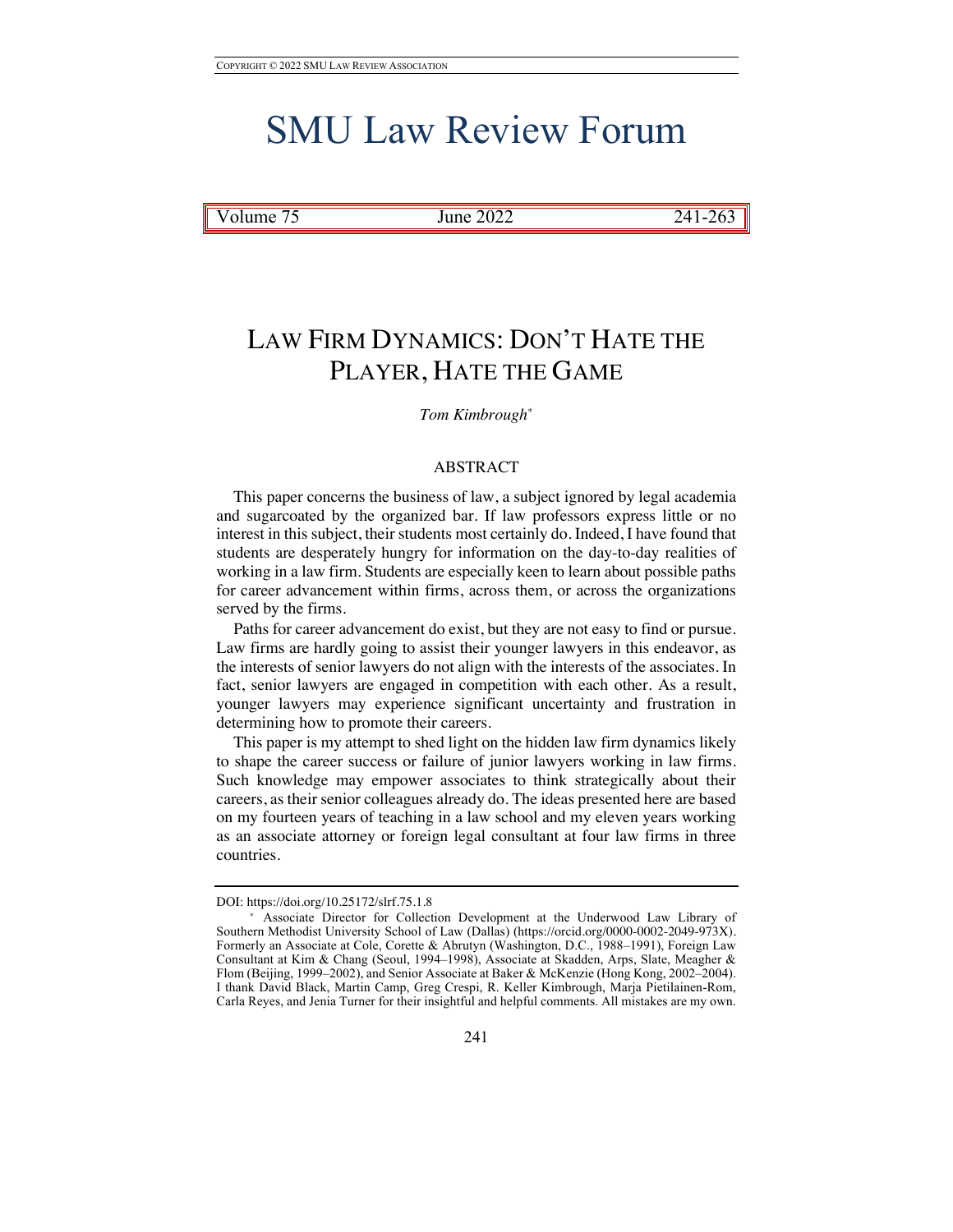# LAW FIRM DYNAMICS: DON'T HATE THE PLAYER, HATE THE GAME

*Tom Kimbrough*[*]

## ABSTRACT

This paper concerns the business of law, a subject ignored by legal academia and sugarcoated by the organized bar. If law professors express little or no interest in this subject, their students most certainly do. Indeed, I have found that students are desperately hungry for information on the day-to-day realities of working in a law firm. Students are especially keen to learn about possible paths for career advancement within firms, across them, or across the organizations served by the firms.

Paths for career advancement do exist, but they are not easy to find or pursue. Law firms are hardly going to assist their younger lawyers in this endeavor, as the interests of senior lawyers do not align with the interests of the associates. In fact, senior lawyers are engaged in competition with each other. As a result, younger lawyers may experience significant uncertainty and frustration in determining how to promote their careers.

This paper is my attempt to shed light on the hidden law firm dynamics likely to shape the career success or failure of junior lawyers working in law firms. Such knowledge may empower associates to think strategically about their careers, as their senior colleagues already do. The ideas presented here are based on my fourteen years of teaching in a law school and my eleven years working as an associate attorney or foreign legal consultant at four law firms in three countries.

DOI: https://doi.org/10.25172/slrf.75.1.8

[*] Associate Director for Collection Development at the Underwood Law Library of Southern Methodist University School of Law (Dallas) (https://orcid.org/0000-0002-2049-973X). Formerly an Associate at Cole, Corette & Abrutyn (Washington, D.C., 1988–1991), Foreign Law Consultant at Kim & Chang (Seoul, 1994–1998), Associate at Skadden, Arps, Slate, Meagher & Flom (Beijing, 1999–2002), and Senior Associate at Baker & McKenzie (Hong Kong, 2002–2004). I thank David Black, Martin Camp, Greg Crespi, R. Keller Kimbrough, Marja Pietilainen-Rom, Carla Reyes, and Jenia Turner for their insightful and helpful comments. All mistakes are my own.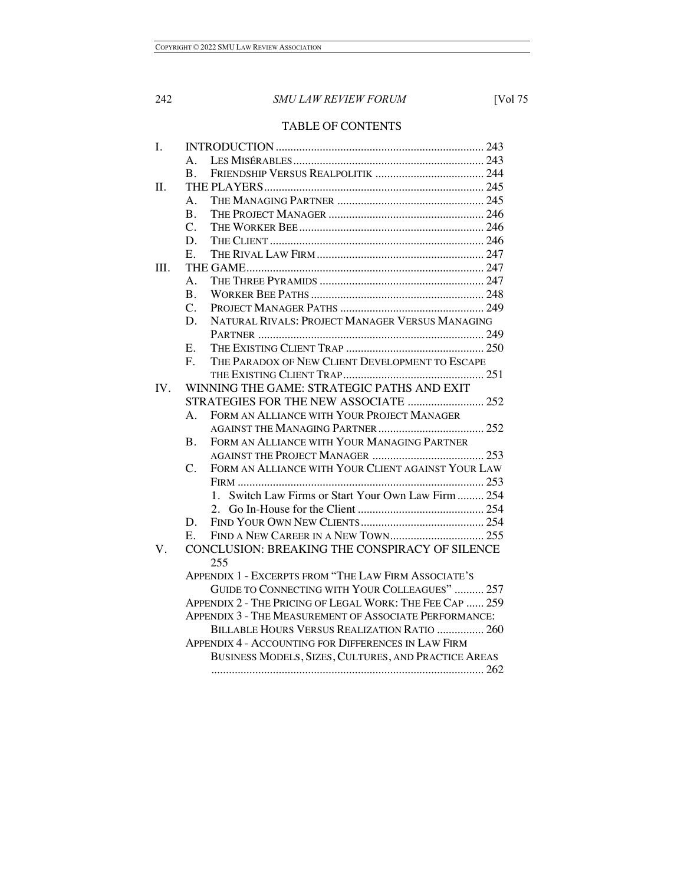## TABLE OF CONTENTS

I. INTRODUCTION ....................................................................... 243
   A. LES MISÉRABLES ................................................................. 243
   B. FRIENDSHIP VERSUS REALPOLITIK ..................................... 244
II. THE PLAYERS ........................................................................ 245
   A. THE MANAGING PARTNER .................................................. 245
   B. THE PROJECT MANAGER .................................................... 246
   C. THE WORKER BEE ............................................................... 246
   D. THE CLIENT ......................................................................... 246
   E. THE RIVAL LAW FIRM ......................................................... 247
III. THE GAME .............................................................................. 247
   A. THE THREE PYRAMIDS ........................................................ 247
   B. WORKER BEE PATHS ........................................................... 248
   C. PROJECT MANAGER PATHS ................................................. 249
   D. NATURAL RIVALS: PROJECT MANAGER VERSUS MANAGING PARTNER ............................................................................. 249
   E. THE EXISTING CLIENT TRAP ............................................... 250
   F. THE PARADOX OF NEW CLIENT DEVELOPMENT TO ESCAPE THE EXISTING CLIENT TRAP ................................................ 251
IV. WINNING THE GAME: STRATEGIC PATHS AND EXIT STRATEGIES FOR THE NEW ASSOCIATE .......................... 252
   A. FORM AN ALLIANCE WITH YOUR PROJECT MANAGER AGAINST THE MANAGING PARTNER .................................... 252
   B. FORM AN ALLIANCE WITH YOUR MANAGING PARTNER AGAINST THE PROJECT MANAGER ...................................... 253
   C. FORM AN ALLIANCE WITH YOUR CLIENT AGAINST YOUR LAW FIRM .................................................................................... 253
      1. Switch Law Firms or Start Your Own Law Firm ......... 254
      2. Go In-House for the Client ........................................... 254
   D. FIND YOUR OWN NEW CLIENTS .......................................... 254
   E. FIND A NEW CAREER IN A NEW TOWN ................................ 255
V. CONCLUSION: BREAKING THE CONSPIRACY OF SILENCE 255
   APPENDIX 1 - EXCERPTS FROM "THE LAW FIRM ASSOCIATE'S GUIDE TO CONNECTING WITH YOUR COLLEAGUES" .......... 257
   APPENDIX 2 - THE PRICING OF LEGAL WORK: THE FEE CAP ...... 259
   APPENDIX 3 - THE MEASUREMENT OF ASSOCIATE PERFORMANCE: BILLABLE HOURS VERSUS REALIZATION RATIO ................ 260
   APPENDIX 4 - ACCOUNTING FOR DIFFERENCES IN LAW FIRM BUSINESS MODELS, SIZES, CULTURES, AND PRACTICE AREAS ............................................................................................ 262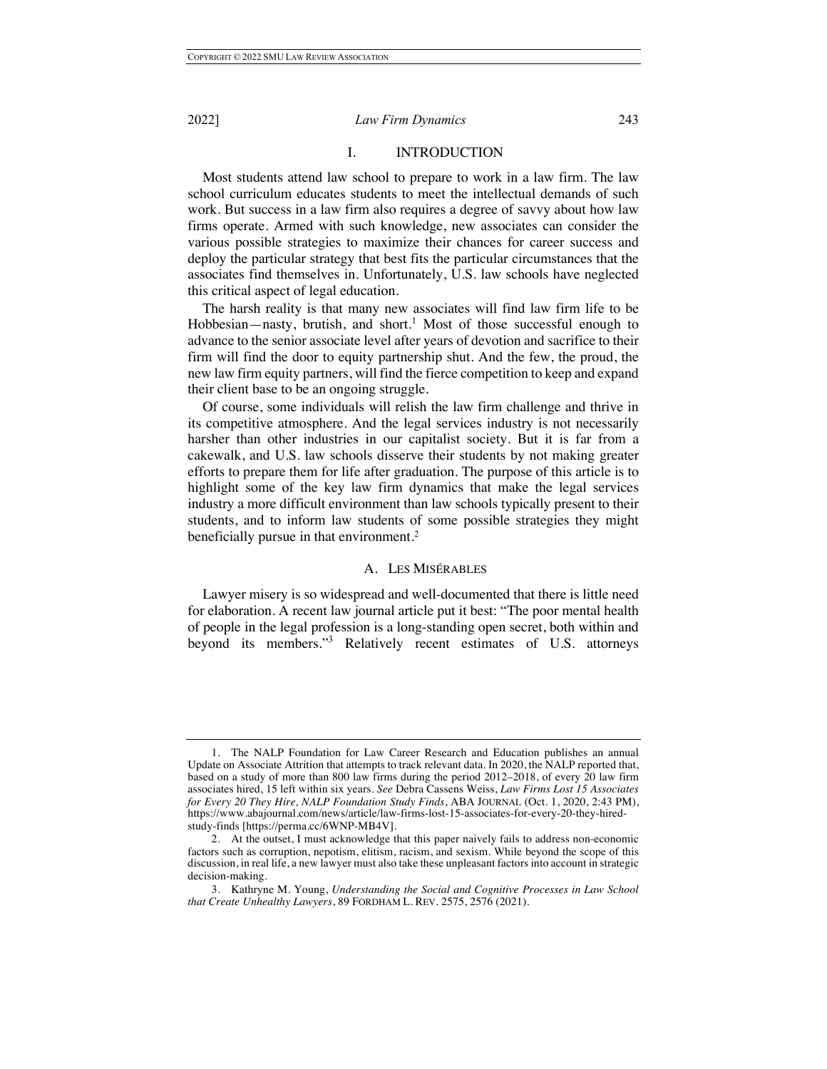## I. INTRODUCTION

Most students attend law school to prepare to work in a law firm. The law school curriculum educates students to meet the intellectual demands of such work. But success in a law firm also requires a degree of savvy about how law firms operate. Armed with such knowledge, new associates can consider the various possible strategies to maximize their chances for career success and deploy the particular strategy that best fits the particular circumstances that the associates find themselves in. Unfortunately, U.S. law schools have neglected this critical aspect of legal education.

The harsh reality is that many new associates will find law firm life to be Hobbesian—nasty, brutish, and short.[1] Most of those successful enough to advance to the senior associate level after years of devotion and sacrifice to their firm will find the door to equity partnership shut. And the few, the proud, the new law firm equity partners, will find the fierce competition to keep and expand their client base to be an ongoing struggle.

Of course, some individuals will relish the law firm challenge and thrive in its competitive atmosphere. And the legal services industry is not necessarily harsher than other industries in our capitalist society. But it is far from a cakewalk, and U.S. law schools disserve their students by not making greater efforts to prepare them for life after graduation. The purpose of this article is to highlight some of the key law firm dynamics that make the legal services industry a more difficult environment than law schools typically present to their students, and to inform law students of some possible strategies they might beneficially pursue in that environment.[2]

### A. LES MISÉRABLES

Lawyer misery is so widespread and well-documented that there is little need for elaboration. A recent law journal article put it best: "The poor mental health of people in the legal profession is a long-standing open secret, both within and beyond its members."[3] Relatively recent estimates of U.S. attorneys

---

1. The NALP Foundation for Law Career Research and Education publishes an annual Update on Associate Attrition that attempts to track relevant data. In 2020, the NALP reported that, based on a study of more than 800 law firms during the period 2012–2018, of every 20 law firm associates hired, 15 left within six years. *See* Debra Cassens Weiss, *Law Firms Lost 15 Associates for Every 20 They Hire, NALP Foundation Study Finds*, ABA JOURNAL (Oct. 1, 2020, 2:43 PM), https://www.abajournal.com/news/article/law-firms-lost-15-associates-for-every-20-they-hired-study-finds [https://perma.cc/6WNP-MB4V].

2. At the outset, I must acknowledge that this paper naively fails to address non-economic factors such as corruption, nepotism, elitism, racism, and sexism. While beyond the scope of this discussion, in real life, a new lawyer must also take these unpleasant factors into account in strategic decision-making.

3. Kathryne M. Young, *Understanding the Social and Cognitive Processes in Law School that Create Unhealthy Lawyers*, 89 FORDHAM L. REV. 2575, 2576 (2021).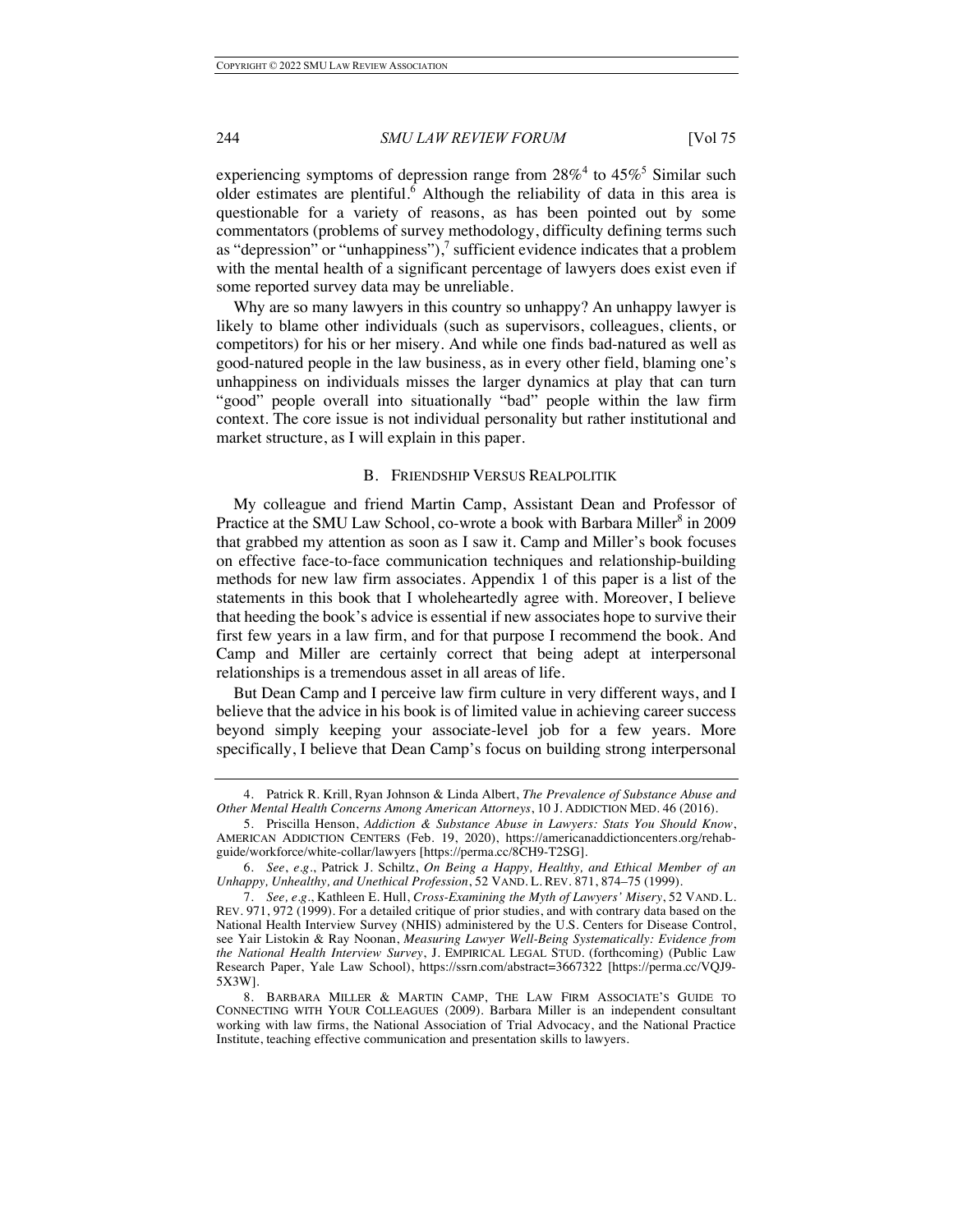experiencing symptoms of depression range from 28%[4] to 45%[5] Similar such older estimates are plentiful.[6] Although the reliability of data in this area is questionable for a variety of reasons, as has been pointed out by some commentators (problems of survey methodology, difficulty defining terms such as "depression" or "unhappiness"),[7] sufficient evidence indicates that a problem with the mental health of a significant percentage of lawyers does exist even if some reported survey data may be unreliable.

Why are so many lawyers in this country so unhappy? An unhappy lawyer is likely to blame other individuals (such as supervisors, colleagues, clients, or competitors) for his or her misery. And while one finds bad-natured as well as good-natured people in the law business, as in every other field, blaming one's unhappiness on individuals misses the larger dynamics at play that can turn "good" people overall into situationally "bad" people within the law firm context. The core issue is not individual personality but rather institutional and market structure, as I will explain in this paper.

### B. Friendship Versus Realpolitik

My colleague and friend Martin Camp, Assistant Dean and Professor of Practice at the SMU Law School, co-wrote a book with Barbara Miller[8] in 2009 that grabbed my attention as soon as I saw it. Camp and Miller's book focuses on effective face-to-face communication techniques and relationship-building methods for new law firm associates. Appendix 1 of this paper is a list of the statements in this book that I wholeheartedly agree with. Moreover, I believe that heeding the book's advice is essential if new associates hope to survive their first few years in a law firm, and for that purpose I recommend the book. And Camp and Miller are certainly correct that being adept at interpersonal relationships is a tremendous asset in all areas of life.

But Dean Camp and I perceive law firm culture in very different ways, and I believe that the advice in his book is of limited value in achieving career success beyond simply keeping your associate-level job for a few years. More specifically, I believe that Dean Camp's focus on building strong interpersonal

---

4. Patrick R. Krill, Ryan Johnson & Linda Albert, *The Prevalence of Substance Abuse and Other Mental Health Concerns Among American Attorneys*, 10 J. Addiction Med. 46 (2016).

5. Priscilla Henson, *Addiction & Substance Abuse in Lawyers: Stats You Should Know*, American Addiction Centers (Feb. 19, 2020), https://americanaddictioncenters.org/rehab-guide/workforce/white-collar/lawyers [https://perma.cc/8CH9-T2SG].

6. *See*, *e.g.*, Patrick J. Schiltz, *On Being a Happy, Healthy, and Ethical Member of an Unhappy, Unhealthy, and Unethical Profession*, 52 Vand. L. Rev. 871, 874–75 (1999).

7. *See, e.g.*, Kathleen E. Hull, *Cross-Examining the Myth of Lawyers' Misery*, 52 Vand. L. Rev. 971, 972 (1999). For a detailed critique of prior studies, and with contrary data based on the National Health Interview Survey (NHIS) administered by the U.S. Centers for Disease Control, see Yair Listokin & Ray Noonan, *Measuring Lawyer Well-Being Systematically: Evidence from the National Health Interview Survey*, J. Empirical Legal Stud. (forthcoming) (Public Law Research Paper, Yale Law School), https://ssrn.com/abstract=3667322 [https://perma.cc/VQJ9-5X3W].

8. Barbara Miller & Martin Camp, The Law Firm Associate's Guide to Connecting with Your Colleagues (2009). Barbara Miller is an independent consultant working with law firms, the National Association of Trial Advocacy, and the National Practice Institute, teaching effective communication and presentation skills to lawyers.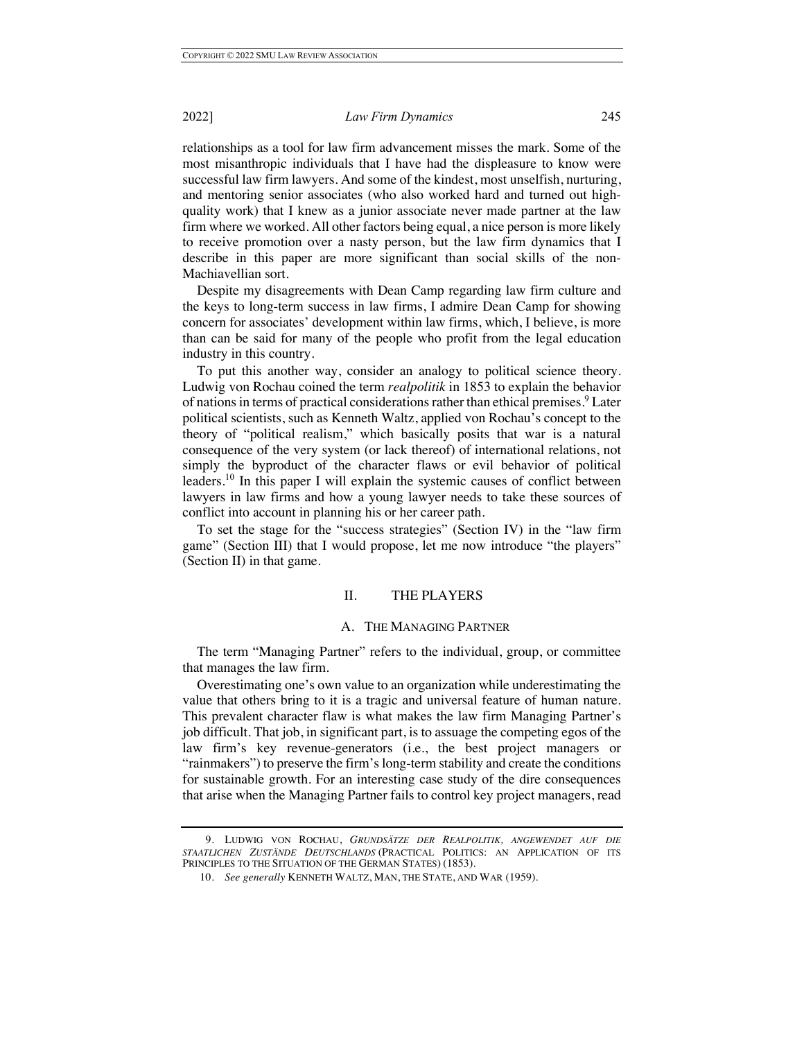relationships as a tool for law firm advancement misses the mark. Some of the most misanthropic individuals that I have had the displeasure to know were successful law firm lawyers. And some of the kindest, most unselfish, nurturing, and mentoring senior associates (who also worked hard and turned out high-quality work) that I knew as a junior associate never made partner at the law firm where we worked. All other factors being equal, a nice person is more likely to receive promotion over a nasty person, but the law firm dynamics that I describe in this paper are more significant than social skills of the non-Machiavellian sort.

Despite my disagreements with Dean Camp regarding law firm culture and the keys to long-term success in law firms, I admire Dean Camp for showing concern for associates' development within law firms, which, I believe, is more than can be said for many of the people who profit from the legal education industry in this country.

To put this another way, consider an analogy to political science theory. Ludwig von Rochau coined the term *realpolitik* in 1853 to explain the behavior of nations in terms of practical considerations rather than ethical premises.[9] Later political scientists, such as Kenneth Waltz, applied von Rochau's concept to the theory of "political realism," which basically posits that war is a natural consequence of the very system (or lack thereof) of international relations, not simply the byproduct of the character flaws or evil behavior of political leaders.[10] In this paper I will explain the systemic causes of conflict between lawyers in law firms and how a young lawyer needs to take these sources of conflict into account in planning his or her career path.

To set the stage for the "success strategies" (Section IV) in the "law firm game" (Section III) that I would propose, let me now introduce "the players" (Section II) in that game.

## II. THE PLAYERS

### A. THE MANAGING PARTNER

The term "Managing Partner" refers to the individual, group, or committee that manages the law firm.

Overestimating one's own value to an organization while underestimating the value that others bring to it is a tragic and universal feature of human nature. This prevalent character flaw is what makes the law firm Managing Partner's job difficult. That job, in significant part, is to assuage the competing egos of the law firm's key revenue-generators (i.e., the best project managers or "rainmakers") to preserve the firm's long-term stability and create the conditions for sustainable growth. For an interesting case study of the dire consequences that arise when the Managing Partner fails to control key project managers, read

---

9. LUDWIG VON ROCHAU, *GRUNDSÄTZE DER REALPOLITIK, ANGEWENDET AUF DIE STAATLICHEN ZUSTÄNDE DEUTSCHLANDS* (PRACTICAL POLITICS: AN APPLICATION OF ITS PRINCIPLES TO THE SITUATION OF THE GERMAN STATES) (1853).

10. *See generally* KENNETH WALTZ, MAN, THE STATE, AND WAR (1959).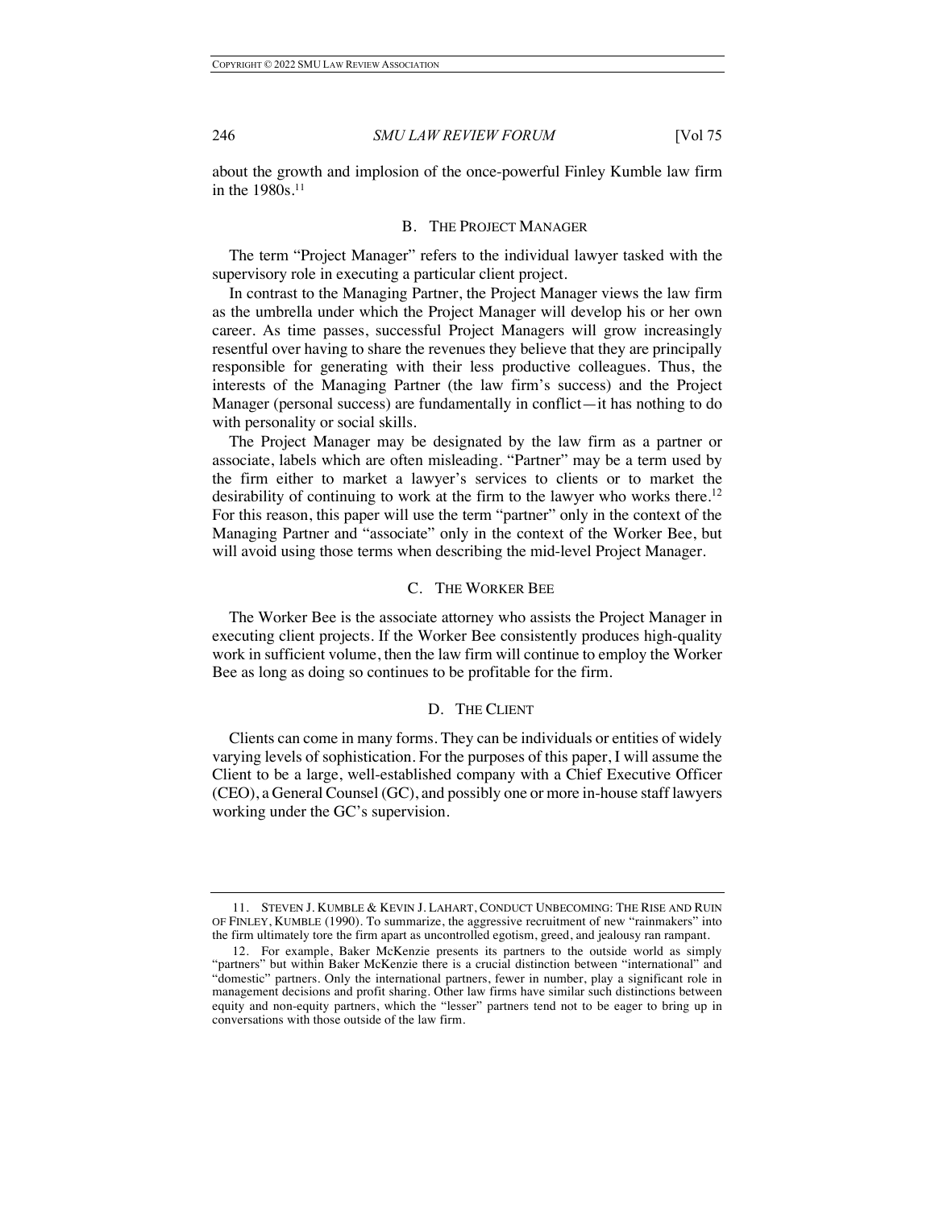about the growth and implosion of the once-powerful Finley Kumble law firm in the 1980s.[11]

### B. The Project Manager

The term "Project Manager" refers to the individual lawyer tasked with the supervisory role in executing a particular client project.

In contrast to the Managing Partner, the Project Manager views the law firm as the umbrella under which the Project Manager will develop his or her own career. As time passes, successful Project Managers will grow increasingly resentful over having to share the revenues they believe that they are principally responsible for generating with their less productive colleagues. Thus, the interests of the Managing Partner (the law firm's success) and the Project Manager (personal success) are fundamentally in conflict—it has nothing to do with personality or social skills.

The Project Manager may be designated by the law firm as a partner or associate, labels which are often misleading. "Partner" may be a term used by the firm either to market a lawyer's services to clients or to market the desirability of continuing to work at the firm to the lawyer who works there.[12] For this reason, this paper will use the term "partner" only in the context of the Managing Partner and "associate" only in the context of the Worker Bee, but will avoid using those terms when describing the mid-level Project Manager.

### C. The Worker Bee

The Worker Bee is the associate attorney who assists the Project Manager in executing client projects. If the Worker Bee consistently produces high-quality work in sufficient volume, then the law firm will continue to employ the Worker Bee as long as doing so continues to be profitable for the firm.

### D. The Client

Clients can come in many forms. They can be individuals or entities of widely varying levels of sophistication. For the purposes of this paper, I will assume the Client to be a large, well-established company with a Chief Executive Officer (CEO), a General Counsel (GC), and possibly one or more in-house staff lawyers working under the GC's supervision.

---

11. Steven J. Kumble & Kevin J. Lahart, Conduct Unbecoming: The Rise and Ruin of Finley, Kumble (1990). To summarize, the aggressive recruitment of new "rainmakers" into the firm ultimately tore the firm apart as uncontrolled egotism, greed, and jealousy ran rampant.

12. For example, Baker McKenzie presents its partners to the outside world as simply "partners" but within Baker McKenzie there is a crucial distinction between "international" and "domestic" partners. Only the international partners, fewer in number, play a significant role in management decisions and profit sharing. Other law firms have similar such distinctions between equity and non-equity partners, which the "lesser" partners tend not to be eager to bring up in conversations with those outside of the law firm.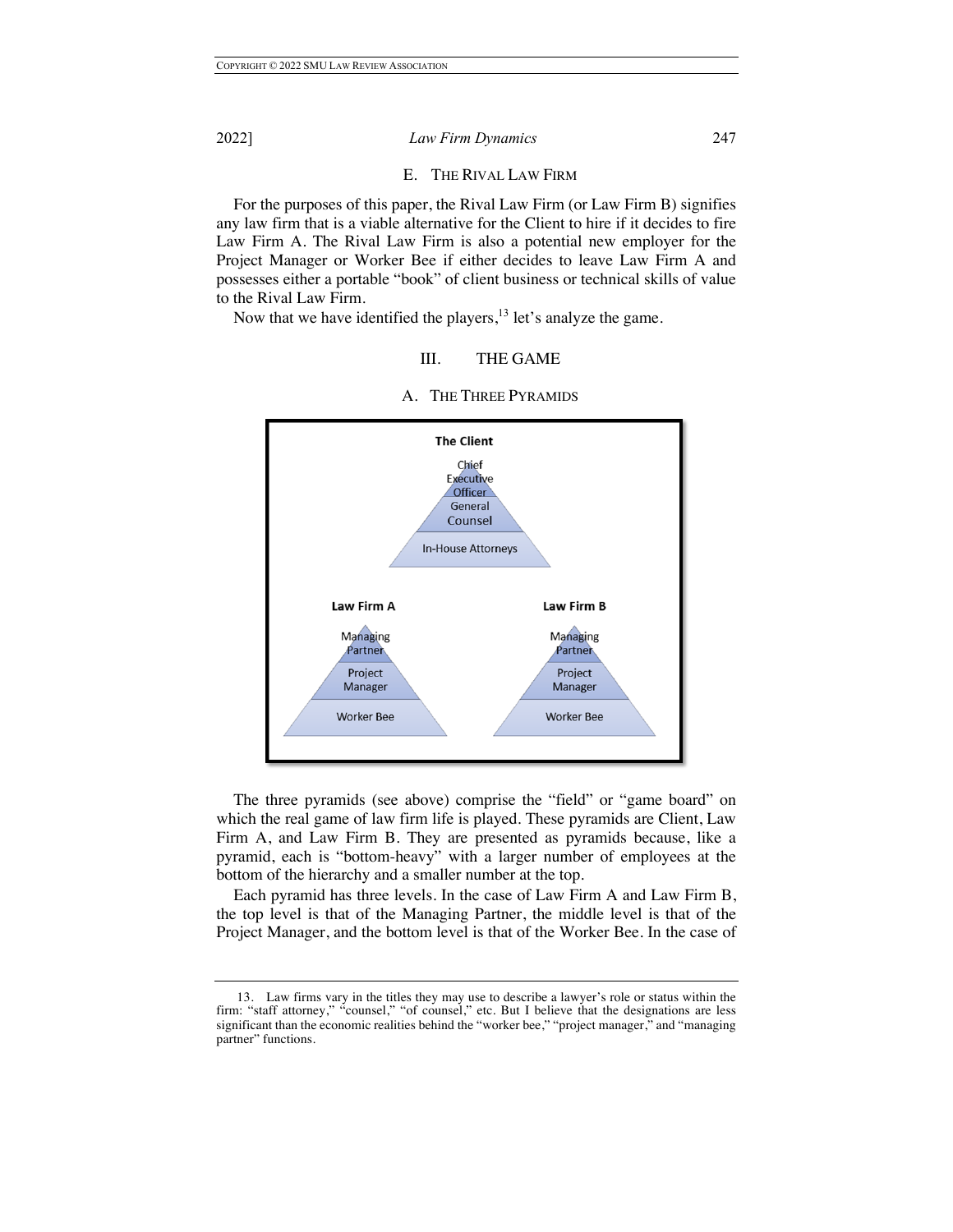### E. The Rival Law Firm

For the purposes of this paper, the Rival Law Firm (or Law Firm B) signifies any law firm that is a viable alternative for the Client to hire if it decides to fire Law Firm A. The Rival Law Firm is also a potential new employer for the Project Manager or Worker Bee if either decides to leave Law Firm A and possesses either a portable "book" of client business or technical skills of value to the Rival Law Firm.

Now that we have identified the players,[13] let's analyze the game.

## III. The Game

### A. The Three Pyramids

The three pyramids (see above) comprise the "field" or "game board" on which the real game of law firm life is played. These pyramids are Client, Law Firm A, and Law Firm B. They are presented as pyramids because, like a pyramid, each is "bottom-heavy" with a larger number of employees at the bottom of the hierarchy and a smaller number at the top.

Each pyramid has three levels. In the case of Law Firm A and Law Firm B, the top level is that of the Managing Partner, the middle level is that of the Project Manager, and the bottom level is that of the Worker Bee. In the case of

---

13. Law firms vary in the titles they may use to describe a lawyer's role or status within the firm: "staff attorney," "counsel," "of counsel," etc. But I believe that the designations are less significant than the economic realities behind the "worker bee," "project manager," and "managing partner" functions.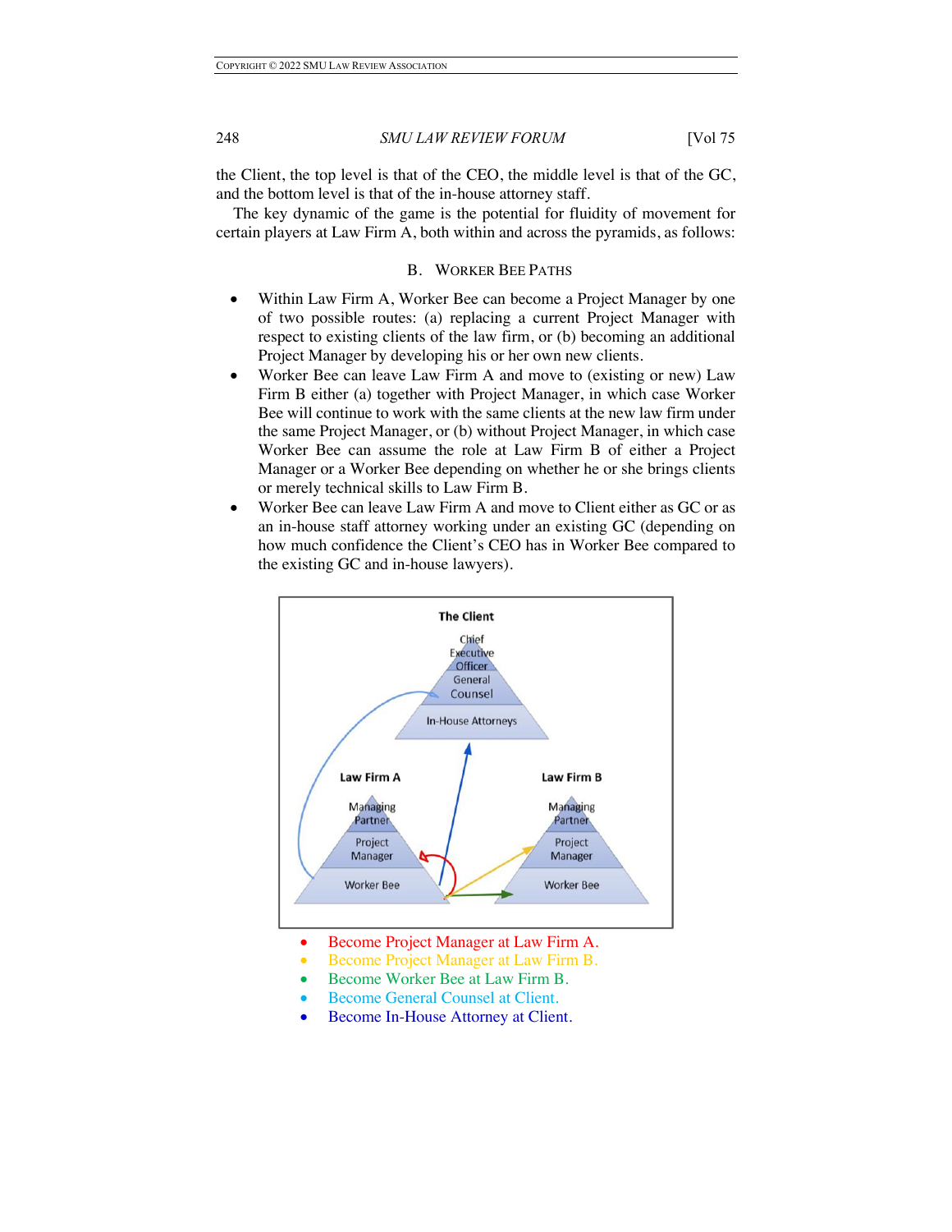the Client, the top level is that of the CEO, the middle level is that of the GC, and the bottom level is that of the in-house attorney staff.

The key dynamic of the game is the potential for fluidity of movement for certain players at Law Firm A, both within and across the pyramids, as follows:

### B. Worker Bee Paths

- Within Law Firm A, Worker Bee can become a Project Manager by one of two possible routes: (a) replacing a current Project Manager with respect to existing clients of the law firm, or (b) becoming an additional Project Manager by developing his or her own new clients.
- Worker Bee can leave Law Firm A and move to (existing or new) Law Firm B either (a) together with Project Manager, in which case Worker Bee will continue to work with the same clients at the new law firm under the same Project Manager, or (b) without Project Manager, in which case Worker Bee can assume the role at Law Firm B of either a Project Manager or a Worker Bee depending on whether he or she brings clients or merely technical skills to Law Firm B.
- Worker Bee can leave Law Firm A and move to Client either as GC or as an in-house staff attorney working under an existing GC (depending on how much confidence the Client's CEO has in Worker Bee compared to the existing GC and in-house lawyers).

The Client

Chief Executive Officer

General Counsel

In-House Attorneys

Law Firm A

Managing Partner

Project Manager

Worker Bee

Law Firm B

Managing Partner

Project Manager

Worker Bee

- Become Project Manager at Law Firm A.
- Become Project Manager at Law Firm B.
- Become Worker Bee at Law Firm B.
- Become General Counsel at Client.
- Become In-House Attorney at Client.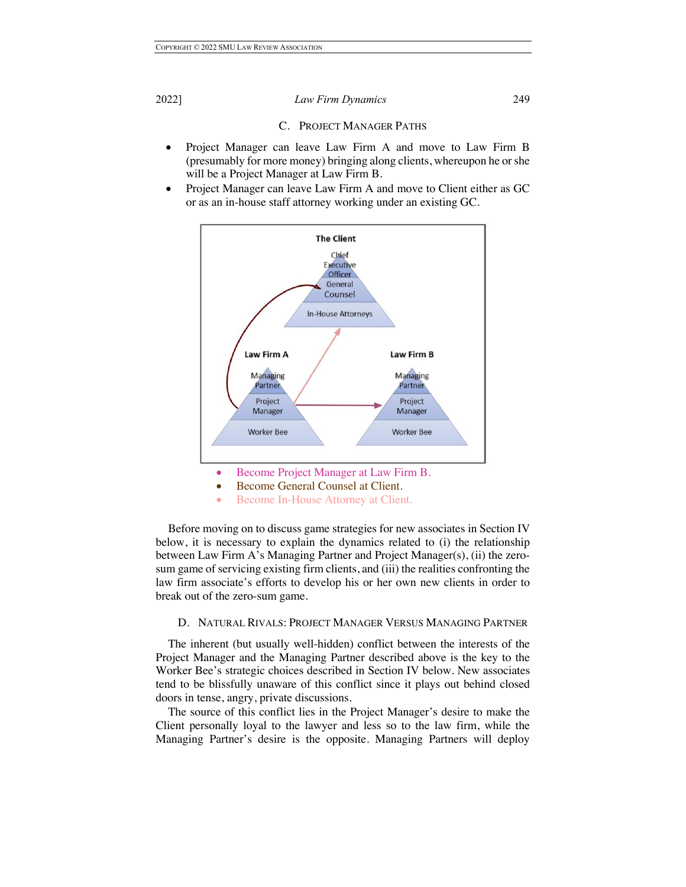### C. Project Manager Paths

- Project Manager can leave Law Firm A and move to Law Firm B (presumably for more money) bringing along clients, whereupon he or she will be a Project Manager at Law Firm B.
- Project Manager can leave Law Firm A and move to Client either as GC or as an in-house staff attorney working under an existing GC.

The Client

Chief Executive Officer

General Counsel

In-House Attorneys

Law Firm A

Managing Partner

Project Manager

Worker Bee

Law Firm B

Managing Partner

Project Manager

Worker Bee

- Become Project Manager at Law Firm B.
- Become General Counsel at Client.
- Become In-House Attorney at Client.

Before moving on to discuss game strategies for new associates in Section IV below, it is necessary to explain the dynamics related to (i) the relationship between Law Firm A's Managing Partner and Project Manager(s), (ii) the zero-sum game of servicing existing firm clients, and (iii) the realities confronting the law firm associate's efforts to develop his or her own new clients in order to break out of the zero-sum game.

### D. Natural Rivals: Project Manager Versus Managing Partner

The inherent (but usually well-hidden) conflict between the interests of the Project Manager and the Managing Partner described above is the key to the Worker Bee's strategic choices described in Section IV below. New associates tend to be blissfully unaware of this conflict since it plays out behind closed doors in tense, angry, private discussions.

The source of this conflict lies in the Project Manager's desire to make the Client personally loyal to the lawyer and less so to the law firm, while the Managing Partner's desire is the opposite. Managing Partners will deploy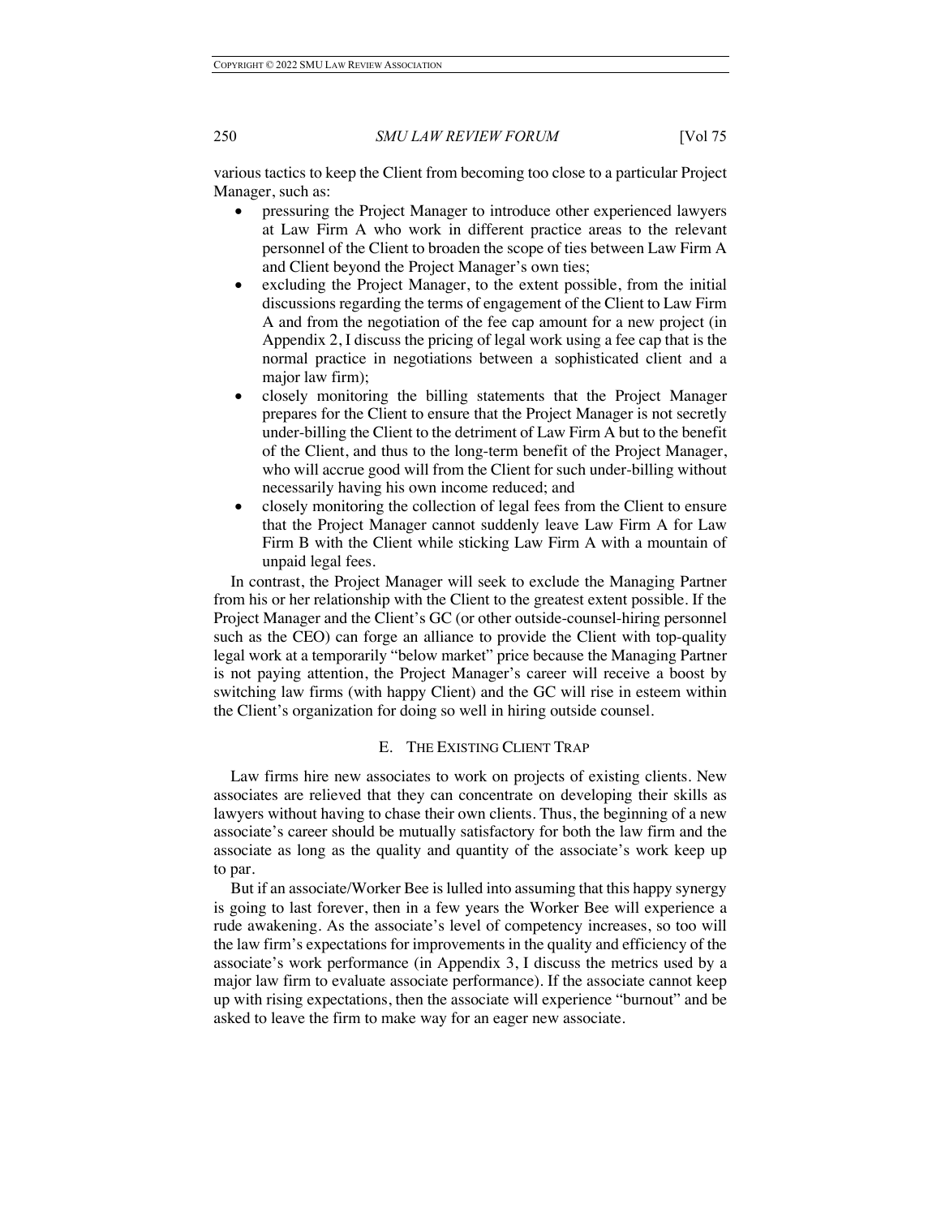various tactics to keep the Client from becoming too close to a particular Project Manager, such as:

- pressuring the Project Manager to introduce other experienced lawyers at Law Firm A who work in different practice areas to the relevant personnel of the Client to broaden the scope of ties between Law Firm A and Client beyond the Project Manager's own ties;
- excluding the Project Manager, to the extent possible, from the initial discussions regarding the terms of engagement of the Client to Law Firm A and from the negotiation of the fee cap amount for a new project (in Appendix 2, I discuss the pricing of legal work using a fee cap that is the normal practice in negotiations between a sophisticated client and a major law firm);
- closely monitoring the billing statements that the Project Manager prepares for the Client to ensure that the Project Manager is not secretly under-billing the Client to the detriment of Law Firm A but to the benefit of the Client, and thus to the long-term benefit of the Project Manager, who will accrue good will from the Client for such under-billing without necessarily having his own income reduced; and
- closely monitoring the collection of legal fees from the Client to ensure that the Project Manager cannot suddenly leave Law Firm A for Law Firm B with the Client while sticking Law Firm A with a mountain of unpaid legal fees.

In contrast, the Project Manager will seek to exclude the Managing Partner from his or her relationship with the Client to the greatest extent possible. If the Project Manager and the Client's GC (or other outside-counsel-hiring personnel such as the CEO) can forge an alliance to provide the Client with top-quality legal work at a temporarily "below market" price because the Managing Partner is not paying attention, the Project Manager's career will receive a boost by switching law firms (with happy Client) and the GC will rise in esteem within the Client's organization for doing so well in hiring outside counsel.

### E. The Existing Client Trap

Law firms hire new associates to work on projects of existing clients. New associates are relieved that they can concentrate on developing their skills as lawyers without having to chase their own clients. Thus, the beginning of a new associate's career should be mutually satisfactory for both the law firm and the associate as long as the quality and quantity of the associate's work keep up to par.

But if an associate/Worker Bee is lulled into assuming that this happy synergy is going to last forever, then in a few years the Worker Bee will experience a rude awakening. As the associate's level of competency increases, so too will the law firm's expectations for improvements in the quality and efficiency of the associate's work performance (in Appendix 3, I discuss the metrics used by a major law firm to evaluate associate performance). If the associate cannot keep up with rising expectations, then the associate will experience "burnout" and be asked to leave the firm to make way for an eager new associate.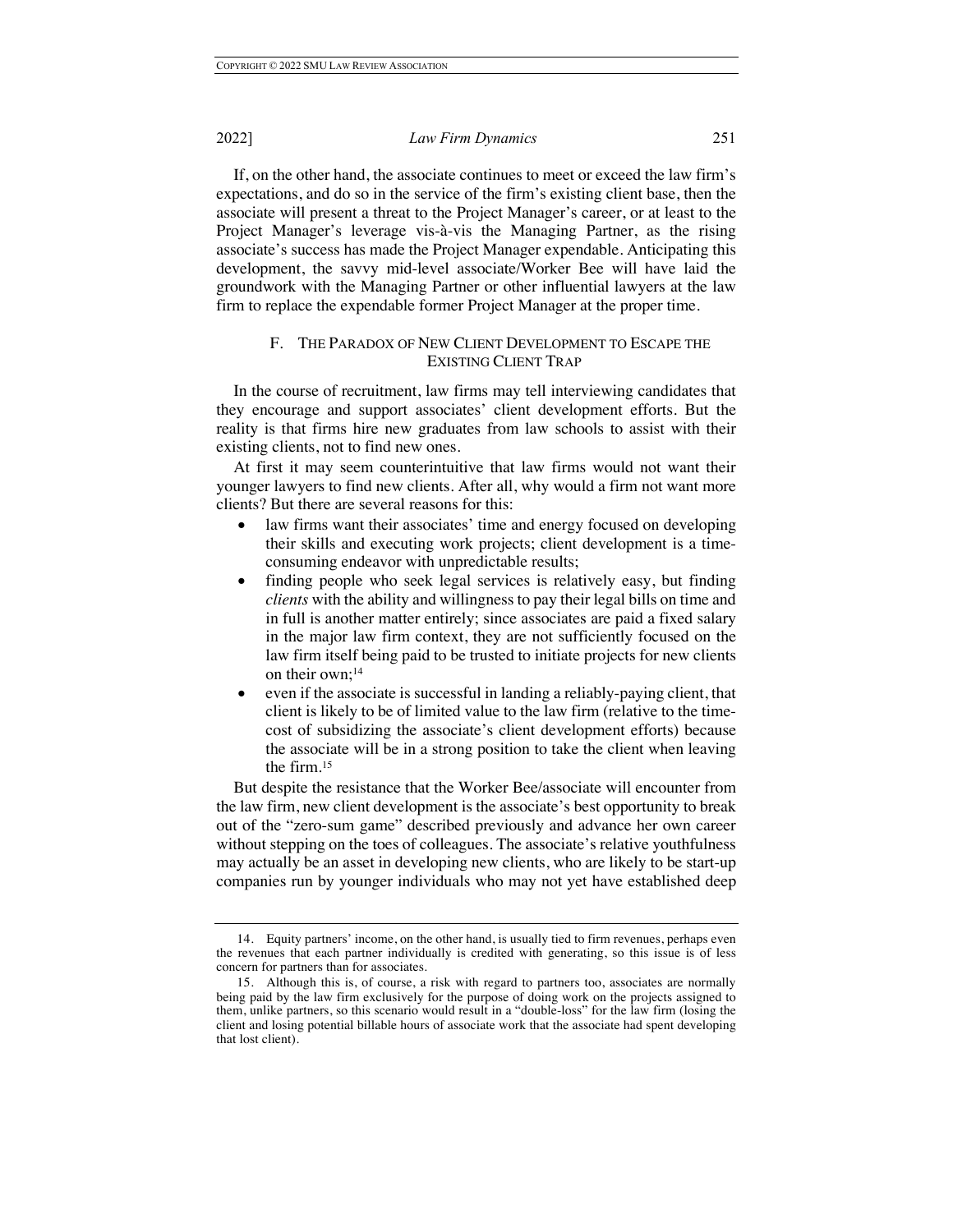If, on the other hand, the associate continues to meet or exceed the law firm's expectations, and do so in the service of the firm's existing client base, then the associate will present a threat to the Project Manager's career, or at least to the Project Manager's leverage vis-à-vis the Managing Partner, as the rising associate's success has made the Project Manager expendable. Anticipating this development, the savvy mid-level associate/Worker Bee will have laid the groundwork with the Managing Partner or other influential lawyers at the law firm to replace the expendable former Project Manager at the proper time.

### F. The Paradox of New Client Development to Escape the Existing Client Trap

In the course of recruitment, law firms may tell interviewing candidates that they encourage and support associates' client development efforts. But the reality is that firms hire new graduates from law schools to assist with their existing clients, not to find new ones.

At first it may seem counterintuitive that law firms would not want their younger lawyers to find new clients. After all, why would a firm not want more clients? But there are several reasons for this:

- law firms want their associates' time and energy focused on developing their skills and executing work projects; client development is a time-consuming endeavor with unpredictable results;
- finding people who seek legal services is relatively easy, but finding *clients* with the ability and willingness to pay their legal bills on time and in full is another matter entirely; since associates are paid a fixed salary in the major law firm context, they are not sufficiently focused on the law firm itself being paid to be trusted to initiate projects for new clients on their own;[14]
- even if the associate is successful in landing a reliably-paying client, that client is likely to be of limited value to the law firm (relative to the time-cost of subsidizing the associate's client development efforts) because the associate will be in a strong position to take the client when leaving the firm.[15]

But despite the resistance that the Worker Bee/associate will encounter from the law firm, new client development is the associate's best opportunity to break out of the "zero-sum game" described previously and advance her own career without stepping on the toes of colleagues. The associate's relative youthfulness may actually be an asset in developing new clients, who are likely to be start-up companies run by younger individuals who may not yet have established deep

---

14. Equity partners' income, on the other hand, is usually tied to firm revenues, perhaps even the revenues that each partner individually is credited with generating, so this issue is of less concern for partners than for associates.

15. Although this is, of course, a risk with regard to partners too, associates are normally being paid by the law firm exclusively for the purpose of doing work on the projects assigned to them, unlike partners, so this scenario would result in a "double-loss" for the law firm (losing the client and losing potential billable hours of associate work that the associate had spent developing that lost client).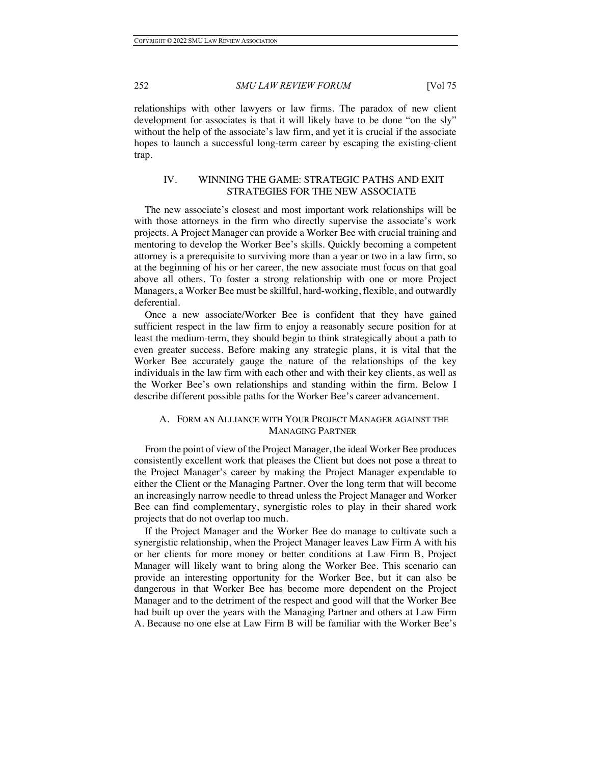relationships with other lawyers or law firms. The paradox of new client development for associates is that it will likely have to be done "on the sly" without the help of the associate's law firm, and yet it is crucial if the associate hopes to launch a successful long-term career by escaping the existing-client trap.

## IV. WINNING THE GAME: STRATEGIC PATHS AND EXIT STRATEGIES FOR THE NEW ASSOCIATE

The new associate's closest and most important work relationships will be with those attorneys in the firm who directly supervise the associate's work projects. A Project Manager can provide a Worker Bee with crucial training and mentoring to develop the Worker Bee's skills. Quickly becoming a competent attorney is a prerequisite to surviving more than a year or two in a law firm, so at the beginning of his or her career, the new associate must focus on that goal above all others. To foster a strong relationship with one or more Project Managers, a Worker Bee must be skillful, hard-working, flexible, and outwardly deferential.

Once a new associate/Worker Bee is confident that they have gained sufficient respect in the law firm to enjoy a reasonably secure position for at least the medium-term, they should begin to think strategically about a path to even greater success. Before making any strategic plans, it is vital that the Worker Bee accurately gauge the nature of the relationships of the key individuals in the law firm with each other and with their key clients, as well as the Worker Bee's own relationships and standing within the firm. Below I describe different possible paths for the Worker Bee's career advancement.

### A. FORM AN ALLIANCE WITH YOUR PROJECT MANAGER AGAINST THE MANAGING PARTNER

From the point of view of the Project Manager, the ideal Worker Bee produces consistently excellent work that pleases the Client but does not pose a threat to the Project Manager's career by making the Project Manager expendable to either the Client or the Managing Partner. Over the long term that will become an increasingly narrow needle to thread unless the Project Manager and Worker Bee can find complementary, synergistic roles to play in their shared work projects that do not overlap too much.

If the Project Manager and the Worker Bee do manage to cultivate such a synergistic relationship, when the Project Manager leaves Law Firm A with his or her clients for more money or better conditions at Law Firm B, Project Manager will likely want to bring along the Worker Bee. This scenario can provide an interesting opportunity for the Worker Bee, but it can also be dangerous in that Worker Bee has become more dependent on the Project Manager and to the detriment of the respect and good will that the Worker Bee had built up over the years with the Managing Partner and others at Law Firm A. Because no one else at Law Firm B will be familiar with the Worker Bee's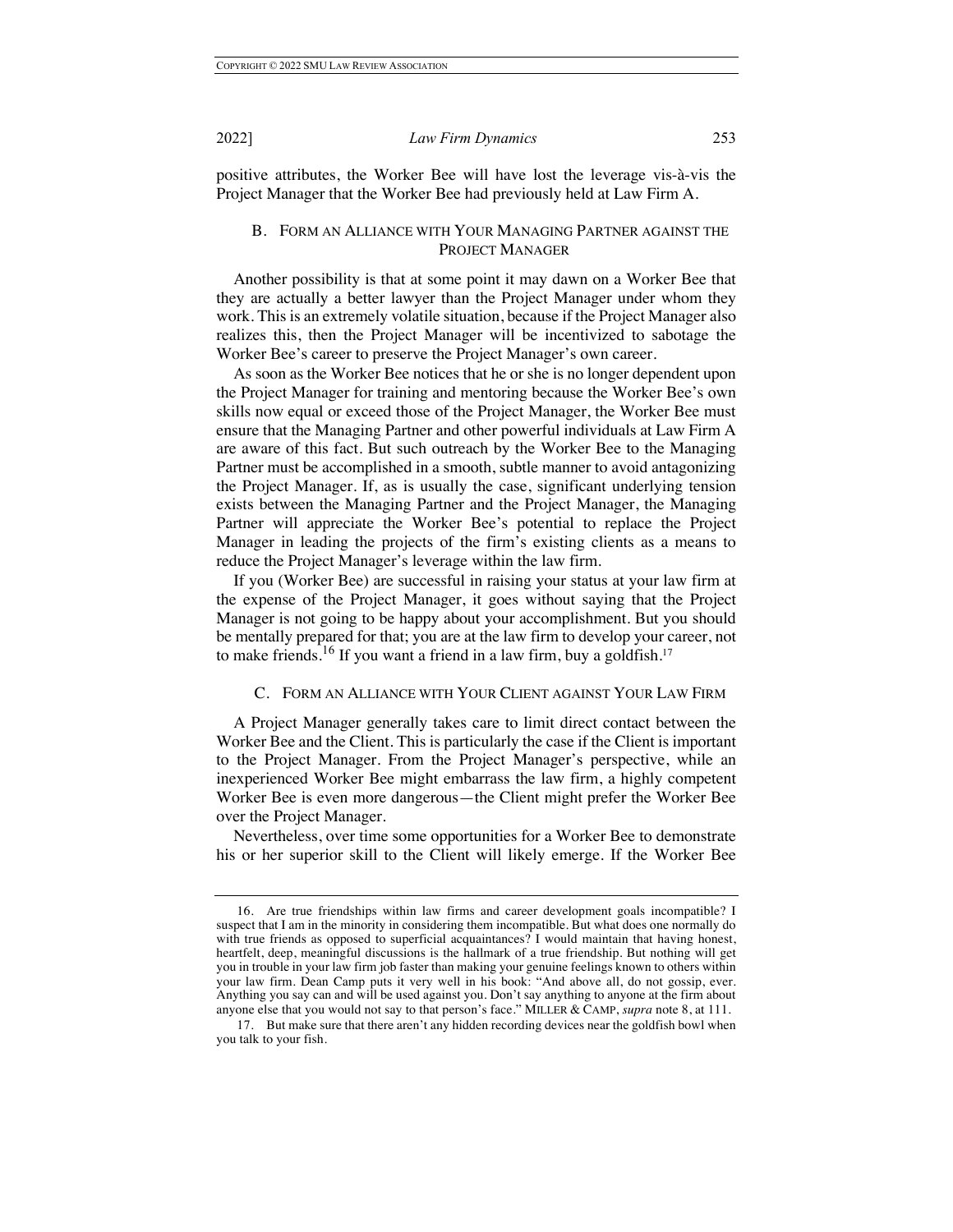positive attributes, the Worker Bee will have lost the leverage vis-à-vis the Project Manager that the Worker Bee had previously held at Law Firm A.

### B. Form an Alliance with Your Managing Partner against the Project Manager

Another possibility is that at some point it may dawn on a Worker Bee that they are actually a better lawyer than the Project Manager under whom they work. This is an extremely volatile situation, because if the Project Manager also realizes this, then the Project Manager will be incentivized to sabotage the Worker Bee's career to preserve the Project Manager's own career.

As soon as the Worker Bee notices that he or she is no longer dependent upon the Project Manager for training and mentoring because the Worker Bee's own skills now equal or exceed those of the Project Manager, the Worker Bee must ensure that the Managing Partner and other powerful individuals at Law Firm A are aware of this fact. But such outreach by the Worker Bee to the Managing Partner must be accomplished in a smooth, subtle manner to avoid antagonizing the Project Manager. If, as is usually the case, significant underlying tension exists between the Managing Partner and the Project Manager, the Managing Partner will appreciate the Worker Bee's potential to replace the Project Manager in leading the projects of the firm's existing clients as a means to reduce the Project Manager's leverage within the law firm.

If you (Worker Bee) are successful in raising your status at your law firm at the expense of the Project Manager, it goes without saying that the Project Manager is not going to be happy about your accomplishment. But you should be mentally prepared for that; you are at the law firm to develop your career, not to make friends.[16] If you want a friend in a law firm, buy a goldfish.[17]

### C. Form an Alliance with Your Client against Your Law Firm

A Project Manager generally takes care to limit direct contact between the Worker Bee and the Client. This is particularly the case if the Client is important to the Project Manager. From the Project Manager's perspective, while an inexperienced Worker Bee might embarrass the law firm, a highly competent Worker Bee is even more dangerous—the Client might prefer the Worker Bee over the Project Manager.

Nevertheless, over time some opportunities for a Worker Bee to demonstrate his or her superior skill to the Client will likely emerge. If the Worker Bee

---

16. Are true friendships within law firms and career development goals incompatible? I suspect that I am in the minority in considering them incompatible. But what does one normally do with true friends as opposed to superficial acquaintances? I would maintain that having honest, heartfelt, deep, meaningful discussions is the hallmark of a true friendship. But nothing will get you in trouble in your law firm job faster than making your genuine feelings known to others within your law firm. Dean Camp puts it very well in his book: "And above all, do not gossip, ever. Anything you say can and will be used against you. Don't say anything to anyone at the firm about anyone else that you would not say to that person's face." Miller & Camp, *supra* note 8, at 111.

17. But make sure that there aren't any hidden recording devices near the goldfish bowl when you talk to your fish.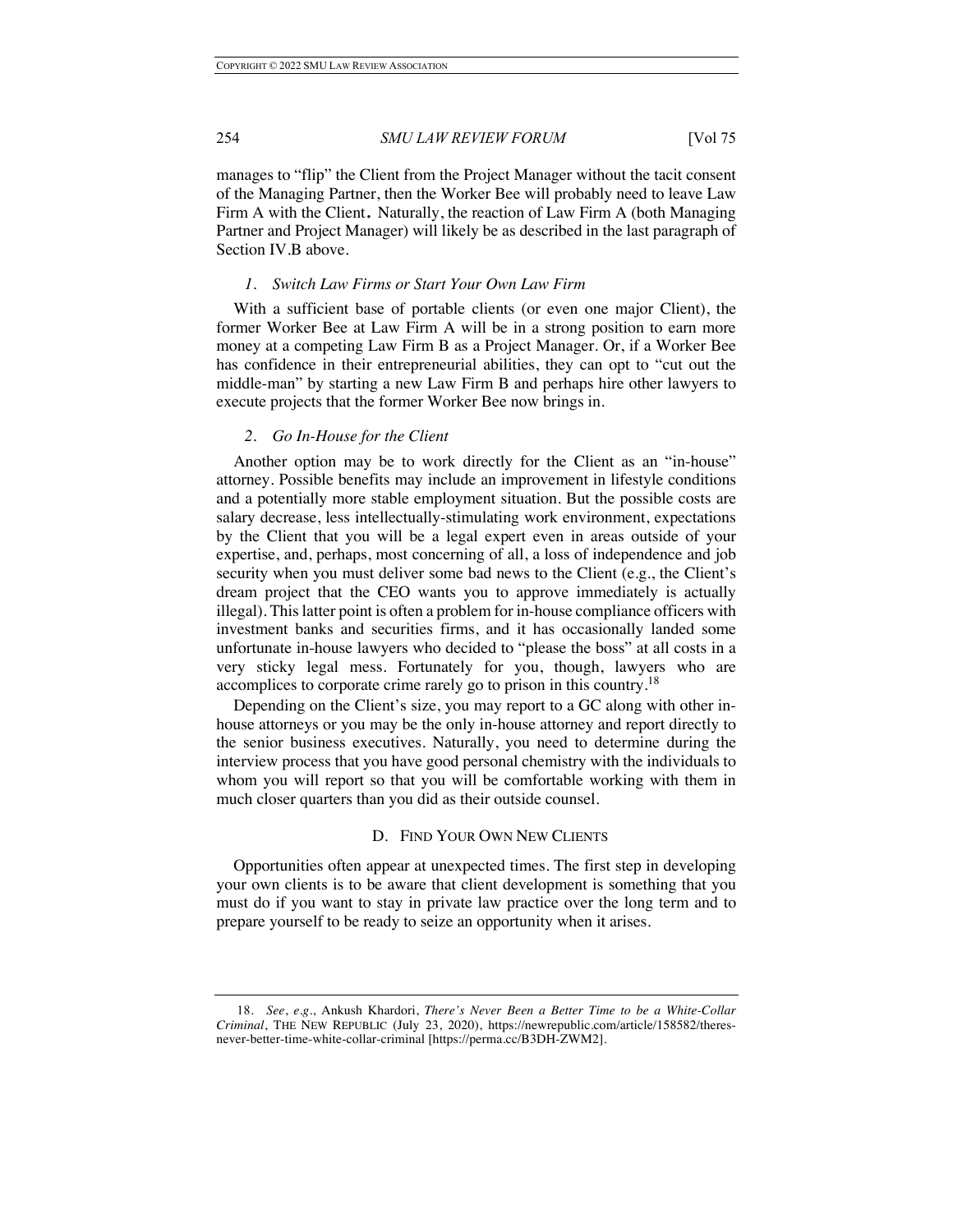manages to "flip" the Client from the Project Manager without the tacit consent of the Managing Partner, then the Worker Bee will probably need to leave Law Firm A with the Client**.** Naturally, the reaction of Law Firm A (both Managing Partner and Project Manager) will likely be as described in the last paragraph of Section IV.B above.

#### *1. Switch Law Firms or Start Your Own Law Firm*

With a sufficient base of portable clients (or even one major Client), the former Worker Bee at Law Firm A will be in a strong position to earn more money at a competing Law Firm B as a Project Manager. Or, if a Worker Bee has confidence in their entrepreneurial abilities, they can opt to "cut out the middle-man" by starting a new Law Firm B and perhaps hire other lawyers to execute projects that the former Worker Bee now brings in.

#### *2. Go In-House for the Client*

Another option may be to work directly for the Client as an "in-house" attorney. Possible benefits may include an improvement in lifestyle conditions and a potentially more stable employment situation. But the possible costs are salary decrease, less intellectually-stimulating work environment, expectations by the Client that you will be a legal expert even in areas outside of your expertise, and, perhaps, most concerning of all, a loss of independence and job security when you must deliver some bad news to the Client (e.g., the Client's dream project that the CEO wants you to approve immediately is actually illegal). This latter point is often a problem for in-house compliance officers with investment banks and securities firms, and it has occasionally landed some unfortunate in-house lawyers who decided to "please the boss" at all costs in a very sticky legal mess. Fortunately for you, though, lawyers who are accomplices to corporate crime rarely go to prison in this country.[18]

Depending on the Client's size, you may report to a GC along with other in-house attorneys or you may be the only in-house attorney and report directly to the senior business executives. Naturally, you need to determine during the interview process that you have good personal chemistry with the individuals to whom you will report so that you will be comfortable working with them in much closer quarters than you did as their outside counsel.

### D. FIND YOUR OWN NEW CLIENTS

Opportunities often appear at unexpected times. The first step in developing your own clients is to be aware that client development is something that you must do if you want to stay in private law practice over the long term and to prepare yourself to be ready to seize an opportunity when it arises.

---

18. *See, e.g.*, Ankush Khardori, *There's Never Been a Better Time to be a White-Collar Criminal*, THE NEW REPUBLIC (July 23, 2020), https://newrepublic.com/article/158582/theres-never-better-time-white-collar-criminal [https://perma.cc/B3DH-ZWM2].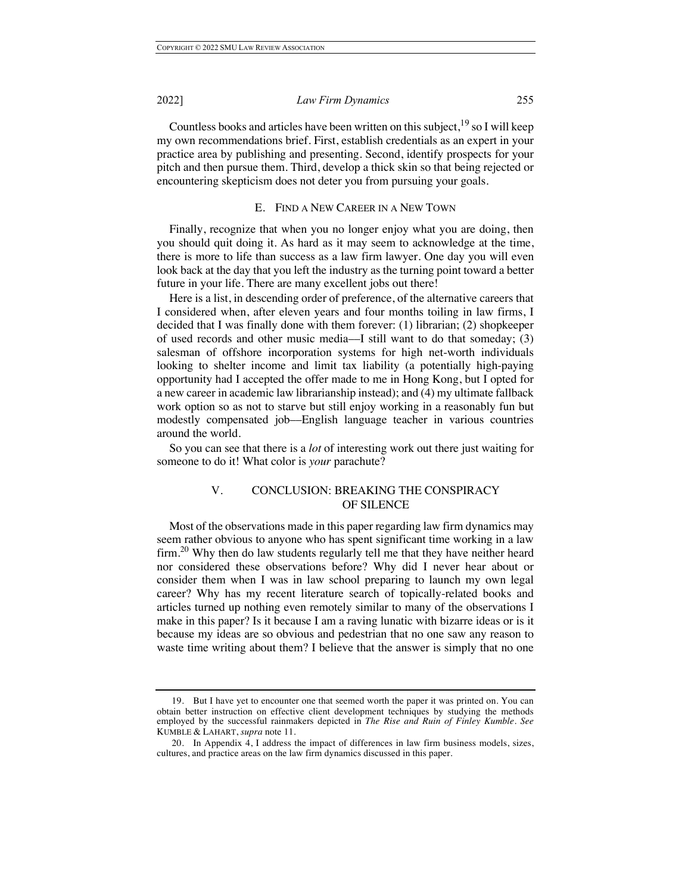Countless books and articles have been written on this subject,[19] so I will keep my own recommendations brief. First, establish credentials as an expert in your practice area by publishing and presenting. Second, identify prospects for your pitch and then pursue them. Third, develop a thick skin so that being rejected or encountering skepticism does not deter you from pursuing your goals.

### E. Find a New Career in a New Town

Finally, recognize that when you no longer enjoy what you are doing, then you should quit doing it. As hard as it may seem to acknowledge at the time, there is more to life than success as a law firm lawyer. One day you will even look back at the day that you left the industry as the turning point toward a better future in your life. There are many excellent jobs out there!

Here is a list, in descending order of preference, of the alternative careers that I considered when, after eleven years and four months toiling in law firms, I decided that I was finally done with them forever: (1) librarian; (2) shopkeeper of used records and other music media—I still want to do that someday; (3) salesman of offshore incorporation systems for high net-worth individuals looking to shelter income and limit tax liability (a potentially high-paying opportunity had I accepted the offer made to me in Hong Kong, but I opted for a new career in academic law librarianship instead); and (4) my ultimate fallback work option so as not to starve but still enjoy working in a reasonably fun but modestly compensated job—English language teacher in various countries around the world.

So you can see that there is a *lot* of interesting work out there just waiting for someone to do it! What color is *your* parachute?

## V. Conclusion: Breaking the Conspiracy of Silence

Most of the observations made in this paper regarding law firm dynamics may seem rather obvious to anyone who has spent significant time working in a law firm.[20] Why then do law students regularly tell me that they have neither heard nor considered these observations before? Why did I never hear about or consider them when I was in law school preparing to launch my own legal career? Why has my recent literature search of topically-related books and articles turned up nothing even remotely similar to many of the observations I make in this paper? Is it because I am a raving lunatic with bizarre ideas or is it because my ideas are so obvious and pedestrian that no one saw any reason to waste time writing about them? I believe that the answer is simply that no one

---

19. But I have yet to encounter one that seemed worth the paper it was printed on. You can obtain better instruction on effective client development techniques by studying the methods employed by the successful rainmakers depicted in ***The Rise and Ruin of Finley Kumble***. *See* Kumble & Lahart, *supra* note 11.

20. In Appendix 4, I address the impact of differences in law firm business models, sizes, cultures, and practice areas on the law firm dynamics discussed in this paper.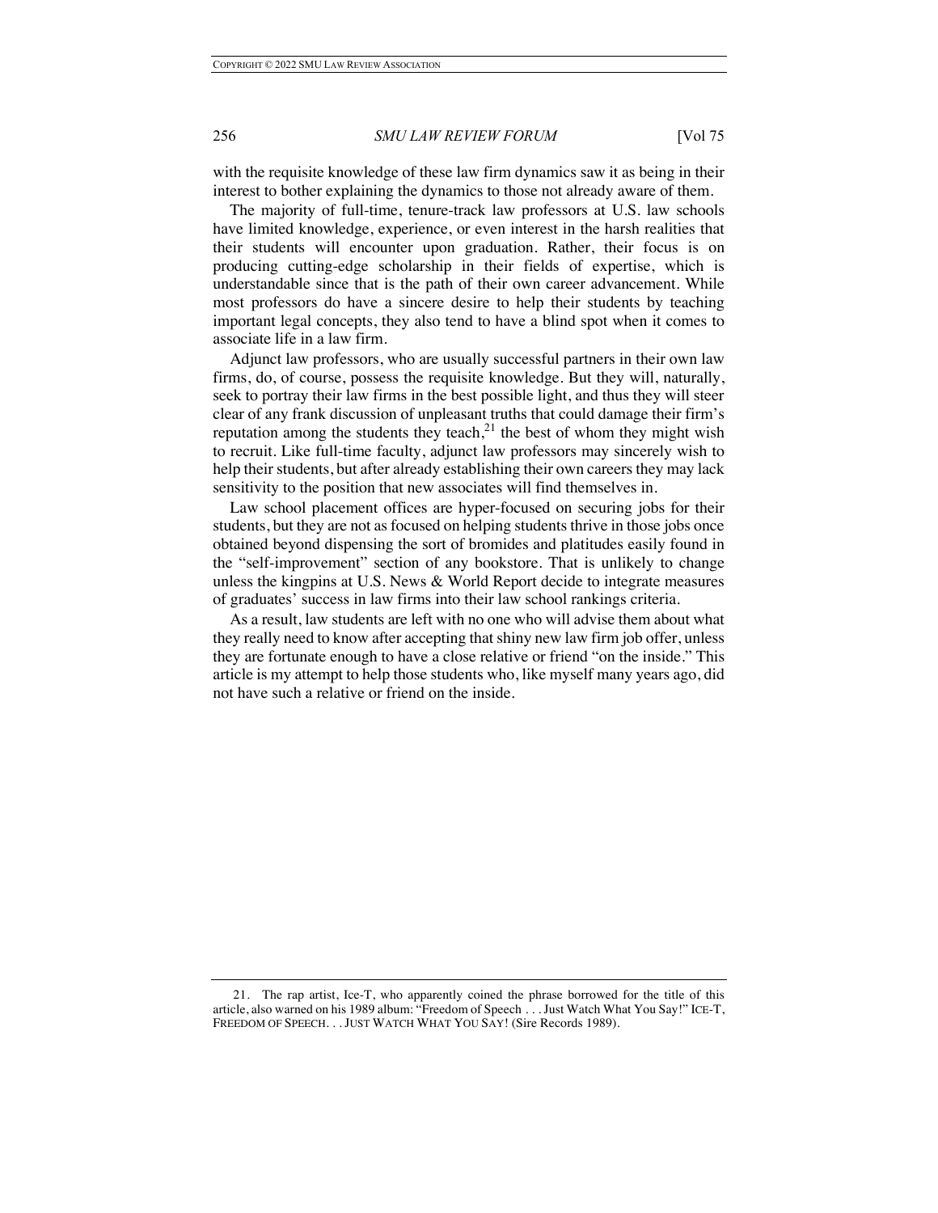with the requisite knowledge of these law firm dynamics saw it as being in their interest to bother explaining the dynamics to those not already aware of them.

The majority of full-time, tenure-track law professors at U.S. law schools have limited knowledge, experience, or even interest in the harsh realities that their students will encounter upon graduation. Rather, their focus is on producing cutting-edge scholarship in their fields of expertise, which is understandable since that is the path of their own career advancement. While most professors do have a sincere desire to help their students by teaching important legal concepts, they also tend to have a blind spot when it comes to associate life in a law firm.

Adjunct law professors, who are usually successful partners in their own law firms, do, of course, possess the requisite knowledge. But they will, naturally, seek to portray their law firms in the best possible light, and thus they will steer clear of any frank discussion of unpleasant truths that could damage their firm's reputation among the students they teach,[21] the best of whom they might wish to recruit. Like full-time faculty, adjunct law professors may sincerely wish to help their students, but after already establishing their own careers they may lack sensitivity to the position that new associates will find themselves in.

Law school placement offices are hyper-focused on securing jobs for their students, but they are not as focused on helping students thrive in those jobs once obtained beyond dispensing the sort of bromides and platitudes easily found in the "self-improvement" section of any bookstore. That is unlikely to change unless the kingpins at U.S. News & World Report decide to integrate measures of graduates' success in law firms into their law school rankings criteria.

As a result, law students are left with no one who will advise them about what they really need to know after accepting that shiny new law firm job offer, unless they are fortunate enough to have a close relative or friend "on the inside." This article is my attempt to help those students who, like myself many years ago, did not have such a relative or friend on the inside.

---

21. The rap artist, Ice-T, who apparently coined the phrase borrowed for the title of this article, also warned on his 1989 album: "Freedom of Speech . . . Just Watch What You Say!" ICE-T, FREEDOM OF SPEECH. . . JUST WATCH WHAT YOU SAY! (Sire Records 1989).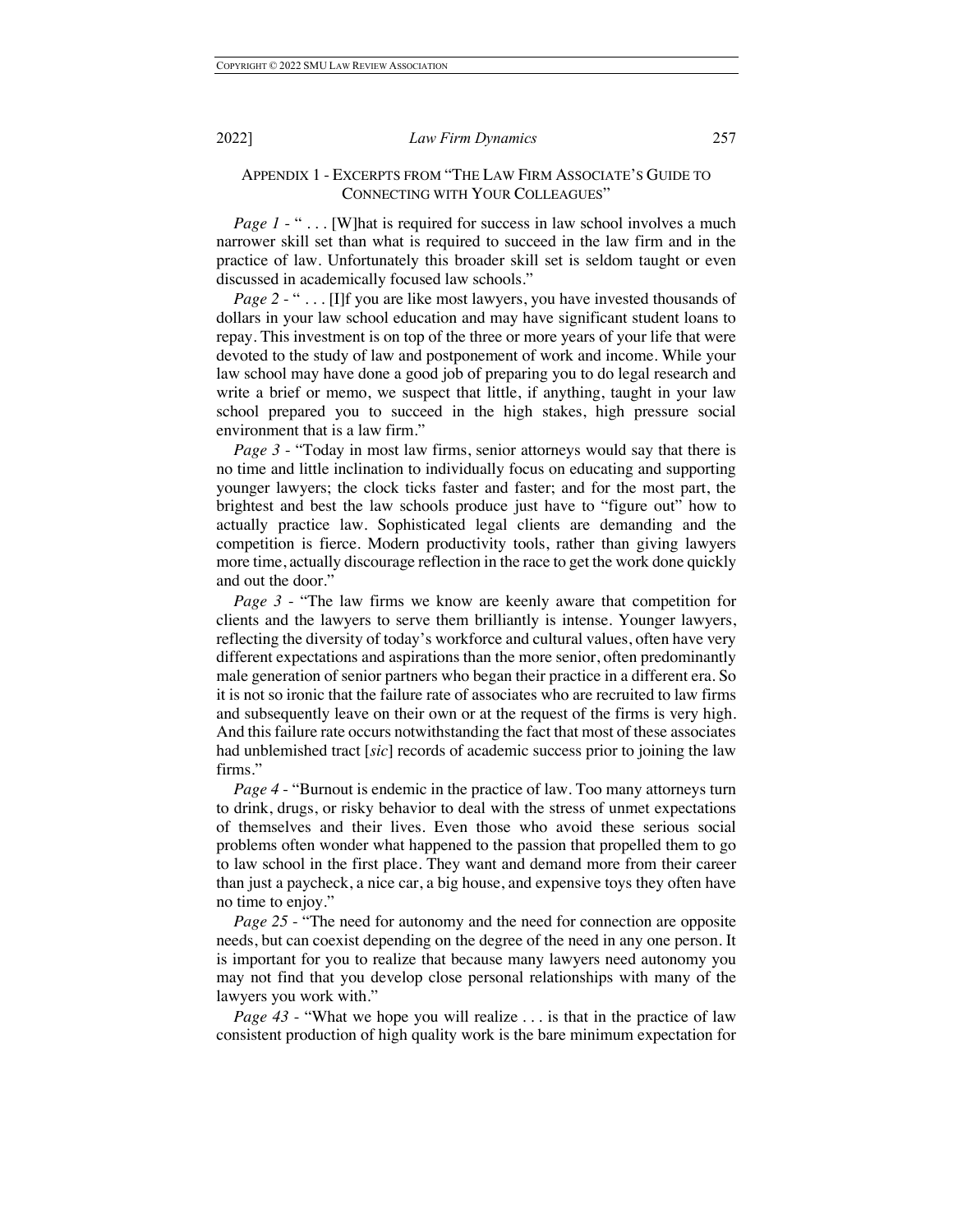## APPENDIX 1 - EXCERPTS FROM "THE LAW FIRM ASSOCIATE'S GUIDE TO CONNECTING WITH YOUR COLLEAGUES"

*Page 1* - " . . . [W]hat is required for success in law school involves a much narrower skill set than what is required to succeed in the law firm and in the practice of law. Unfortunately this broader skill set is seldom taught or even discussed in academically focused law schools."

*Page 2* - " . . . [I]f you are like most lawyers, you have invested thousands of dollars in your law school education and may have significant student loans to repay. This investment is on top of the three or more years of your life that were devoted to the study of law and postponement of work and income. While your law school may have done a good job of preparing you to do legal research and write a brief or memo, we suspect that little, if anything, taught in your law school prepared you to succeed in the high stakes, high pressure social environment that is a law firm."

*Page 3* - "Today in most law firms, senior attorneys would say that there is no time and little inclination to individually focus on educating and supporting younger lawyers; the clock ticks faster and faster; and for the most part, the brightest and best the law schools produce just have to "figure out" how to actually practice law. Sophisticated legal clients are demanding and the competition is fierce. Modern productivity tools, rather than giving lawyers more time, actually discourage reflection in the race to get the work done quickly and out the door."

*Page 3* - "The law firms we know are keenly aware that competition for clients and the lawyers to serve them brilliantly is intense. Younger lawyers, reflecting the diversity of today's workforce and cultural values, often have very different expectations and aspirations than the more senior, often predominantly male generation of senior partners who began their practice in a different era. So it is not so ironic that the failure rate of associates who are recruited to law firms and subsequently leave on their own or at the request of the firms is very high. And this failure rate occurs notwithstanding the fact that most of these associates had unblemished tract [*sic*] records of academic success prior to joining the law firms."

*Page 4* - "Burnout is endemic in the practice of law. Too many attorneys turn to drink, drugs, or risky behavior to deal with the stress of unmet expectations of themselves and their lives. Even those who avoid these serious social problems often wonder what happened to the passion that propelled them to go to law school in the first place. They want and demand more from their career than just a paycheck, a nice car, a big house, and expensive toys they often have no time to enjoy."

*Page 25* - "The need for autonomy and the need for connection are opposite needs, but can coexist depending on the degree of the need in any one person. It is important for you to realize that because many lawyers need autonomy you may not find that you develop close personal relationships with many of the lawyers you work with."

*Page 43* - "What we hope you will realize . . . is that in the practice of law consistent production of high quality work is the bare minimum expectation for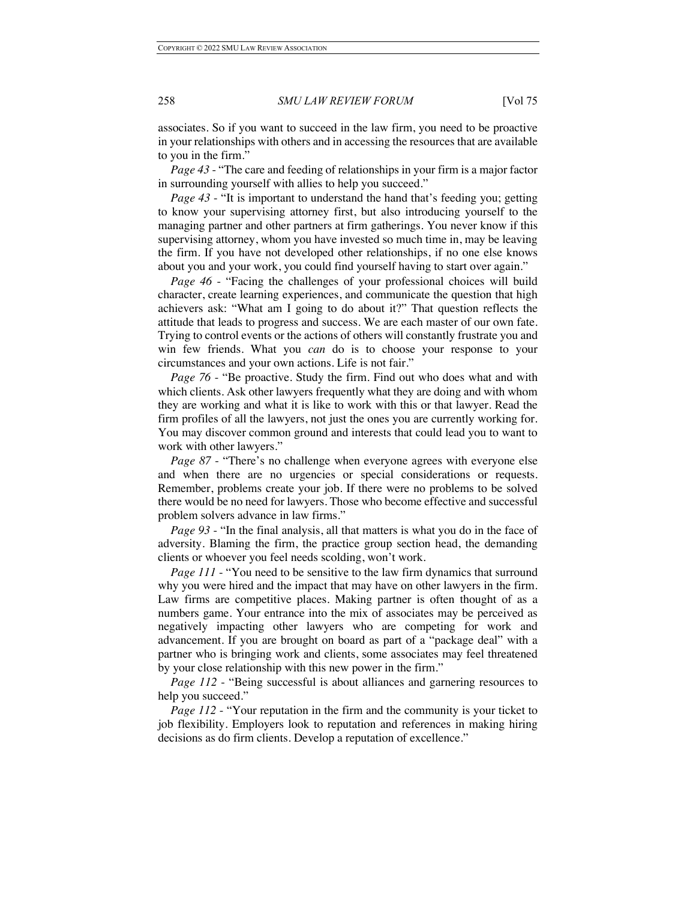associates. So if you want to succeed in the law firm, you need to be proactive in your relationships with others and in accessing the resources that are available to you in the firm."

*Page 43* - "The care and feeding of relationships in your firm is a major factor in surrounding yourself with allies to help you succeed."

*Page 43* - "It is important to understand the hand that's feeding you; getting to know your supervising attorney first, but also introducing yourself to the managing partner and other partners at firm gatherings. You never know if this supervising attorney, whom you have invested so much time in, may be leaving the firm. If you have not developed other relationships, if no one else knows about you and your work, you could find yourself having to start over again."

*Page 46* - "Facing the challenges of your professional choices will build character, create learning experiences, and communicate the question that high achievers ask: "What am I going to do about it?" That question reflects the attitude that leads to progress and success. We are each master of our own fate. Trying to control events or the actions of others will constantly frustrate you and win few friends. What you *can* do is to choose your response to your circumstances and your own actions. Life is not fair."

*Page 76* - "Be proactive. Study the firm. Find out who does what and with which clients. Ask other lawyers frequently what they are doing and with whom they are working and what it is like to work with this or that lawyer. Read the firm profiles of all the lawyers, not just the ones you are currently working for. You may discover common ground and interests that could lead you to want to work with other lawyers."

*Page 87* - "There's no challenge when everyone agrees with everyone else and when there are no urgencies or special considerations or requests. Remember, problems create your job. If there were no problems to be solved there would be no need for lawyers. Those who become effective and successful problem solvers advance in law firms."

*Page 93* - "In the final analysis, all that matters is what you do in the face of adversity. Blaming the firm, the practice group section head, the demanding clients or whoever you feel needs scolding, won't work.

*Page 111* - "You need to be sensitive to the law firm dynamics that surround why you were hired and the impact that may have on other lawyers in the firm. Law firms are competitive places. Making partner is often thought of as a numbers game. Your entrance into the mix of associates may be perceived as negatively impacting other lawyers who are competing for work and advancement. If you are brought on board as part of a "package deal" with a partner who is bringing work and clients, some associates may feel threatened by your close relationship with this new power in the firm."

*Page 112* - "Being successful is about alliances and garnering resources to help you succeed."

*Page 112* - "Your reputation in the firm and the community is your ticket to job flexibility. Employers look to reputation and references in making hiring decisions as do firm clients. Develop a reputation of excellence."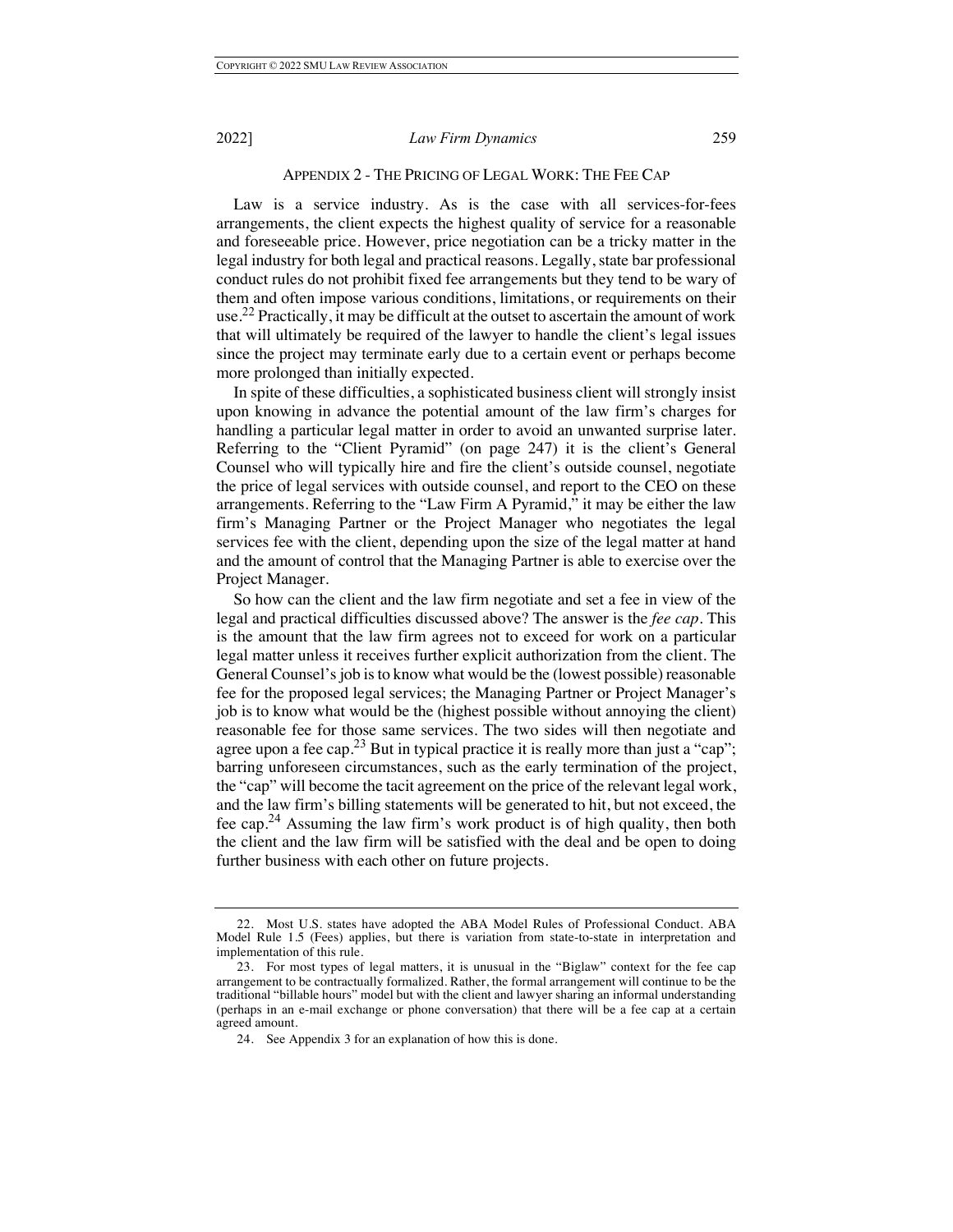## APPENDIX 2 - THE PRICING OF LEGAL WORK: THE FEE CAP

Law is a service industry. As is the case with all services-for-fees arrangements, the client expects the highest quality of service for a reasonable and foreseeable price. However, price negotiation can be a tricky matter in the legal industry for both legal and practical reasons. Legally, state bar professional conduct rules do not prohibit fixed fee arrangements but they tend to be wary of them and often impose various conditions, limitations, or requirements on their use.[22] Practically, it may be difficult at the outset to ascertain the amount of work that will ultimately be required of the lawyer to handle the client's legal issues since the project may terminate early due to a certain event or perhaps become more prolonged than initially expected.

In spite of these difficulties, a sophisticated business client will strongly insist upon knowing in advance the potential amount of the law firm's charges for handling a particular legal matter in order to avoid an unwanted surprise later. Referring to the "Client Pyramid" (on page 247) it is the client's General Counsel who will typically hire and fire the client's outside counsel, negotiate the price of legal services with outside counsel, and report to the CEO on these arrangements. Referring to the "Law Firm A Pyramid," it may be either the law firm's Managing Partner or the Project Manager who negotiates the legal services fee with the client, depending upon the size of the legal matter at hand and the amount of control that the Managing Partner is able to exercise over the Project Manager.

So how can the client and the law firm negotiate and set a fee in view of the legal and practical difficulties discussed above? The answer is the *fee cap*. This is the amount that the law firm agrees not to exceed for work on a particular legal matter unless it receives further explicit authorization from the client. The General Counsel's job is to know what would be the (lowest possible) reasonable fee for the proposed legal services; the Managing Partner or Project Manager's job is to know what would be the (highest possible without annoying the client) reasonable fee for those same services. The two sides will then negotiate and agree upon a fee cap.[23] But in typical practice it is really more than just a "cap"; barring unforeseen circumstances, such as the early termination of the project, the "cap" will become the tacit agreement on the price of the relevant legal work, and the law firm's billing statements will be generated to hit, but not exceed, the fee cap.[24] Assuming the law firm's work product is of high quality, then both the client and the law firm will be satisfied with the deal and be open to doing further business with each other on future projects.

---

22. Most U.S. states have adopted the ABA Model Rules of Professional Conduct. ABA Model Rule 1.5 (Fees) applies, but there is variation from state-to-state in interpretation and implementation of this rule.

23. For most types of legal matters, it is unusual in the "Biglaw" context for the fee cap arrangement to be contractually formalized. Rather, the formal arrangement will continue to be the traditional "billable hours" model but with the client and lawyer sharing an informal understanding (perhaps in an e-mail exchange or phone conversation) that there will be a fee cap at a certain agreed amount.

24. See Appendix 3 for an explanation of how this is done.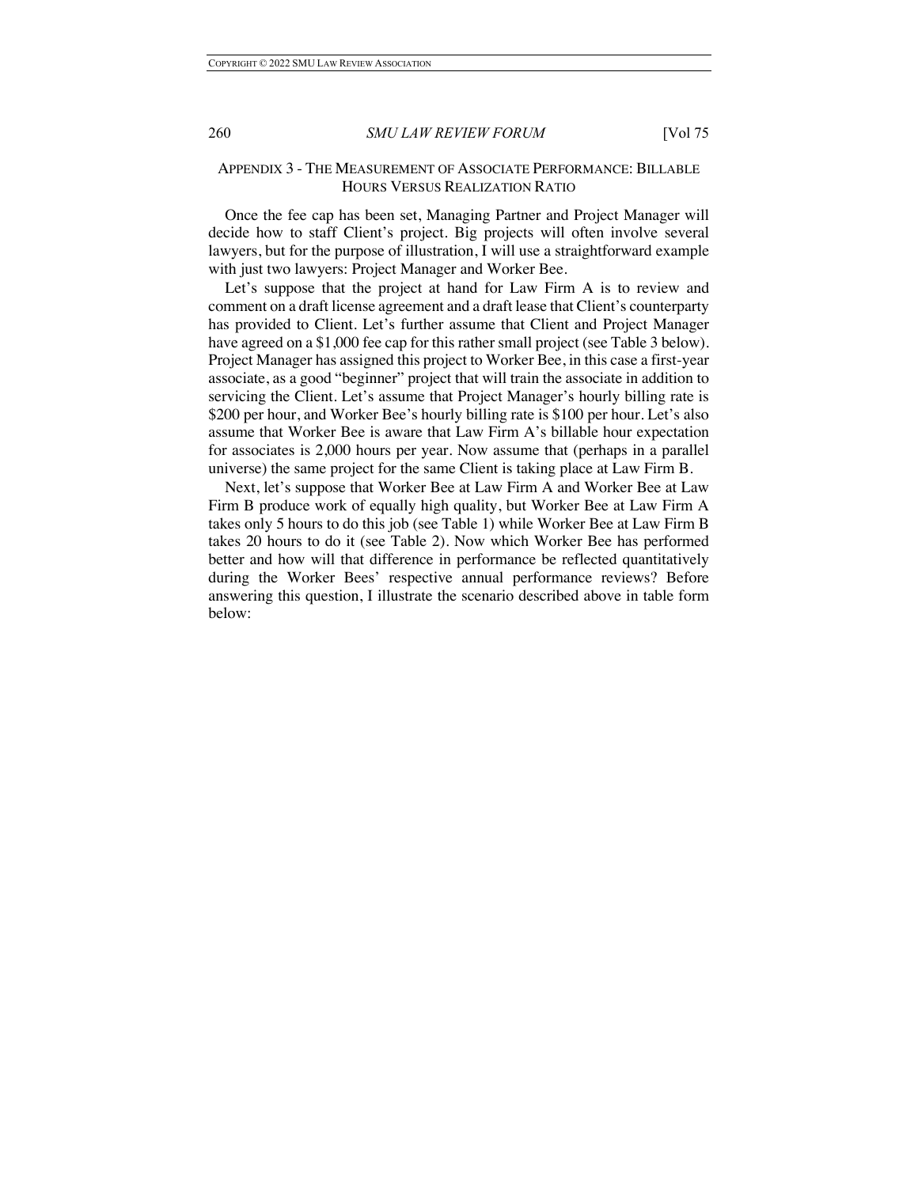## Appendix 3 - The Measurement of Associate Performance: Billable Hours Versus Realization Ratio

Once the fee cap has been set, Managing Partner and Project Manager will decide how to staff Client's project. Big projects will often involve several lawyers, but for the purpose of illustration, I will use a straightforward example with just two lawyers: Project Manager and Worker Bee.

Let's suppose that the project at hand for Law Firm A is to review and comment on a draft license agreement and a draft lease that Client's counterparty has provided to Client. Let's further assume that Client and Project Manager have agreed on a $1,000 fee cap for this rather small project (see Table 3 below). Project Manager has assigned this project to Worker Bee, in this case a first-year associate, as a good "beginner" project that will train the associate in addition to servicing the Client. Let's assume that Project Manager's hourly billing rate is $200 per hour, and Worker Bee's hourly billing rate is $100 per hour. Let's also assume that Worker Bee is aware that Law Firm A's billable hour expectation for associates is 2,000 hours per year. Now assume that (perhaps in a parallel universe) the same project for the same Client is taking place at Law Firm B.

Next, let's suppose that Worker Bee at Law Firm A and Worker Bee at Law Firm B produce work of equally high quality, but Worker Bee at Law Firm A takes only 5 hours to do this job (see Table 1) while Worker Bee at Law Firm B takes 20 hours to do it (see Table 2). Now which Worker Bee has performed better and how will that difference in performance be reflected quantitatively during the Worker Bees' respective annual performance reviews? Before answering this question, I illustrate the scenario described above in table form below: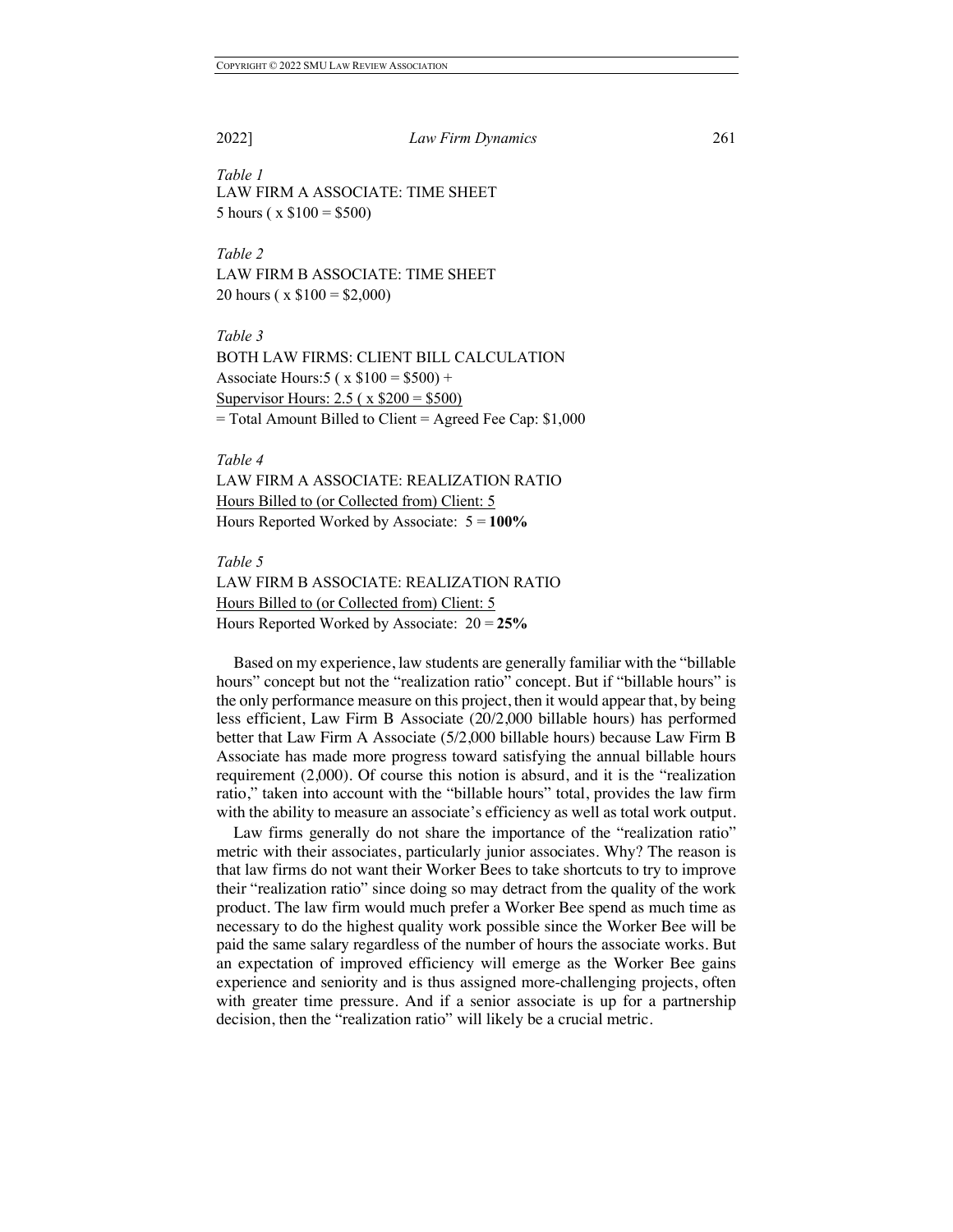*Table 1*

LAW FIRM A ASSOCIATE: TIME SHEET

5 hours ( x $100 = $500)

*Table 2*

LAW FIRM B ASSOCIATE: TIME SHEET

20 hours ( x $100 = $2,000)

*Table 3*

BOTH LAW FIRMS: CLIENT BILL CALCULATION

Associate Hours:5 ( x $100 = $500) +

<u>Supervisor Hours: 2.5 ( x $200 = $500)</u>

= Total Amount Billed to Client = Agreed Fee Cap: $1,000

*Table 4*

LAW FIRM A ASSOCIATE: REALIZATION RATIO

<u>Hours Billed to (or Collected from) Client: 5</u>

Hours Reported Worked by Associate: 5 = **100%**

*Table 5*

LAW FIRM B ASSOCIATE: REALIZATION RATIO

<u>Hours Billed to (or Collected from) Client: 5</u>

Hours Reported Worked by Associate: 20 = **25%**

Based on my experience, law students are generally familiar with the "billable hours" concept but not the "realization ratio" concept. But if "billable hours" is the only performance measure on this project, then it would appear that, by being less efficient, Law Firm B Associate (20/2,000 billable hours) has performed better that Law Firm A Associate (5/2,000 billable hours) because Law Firm B Associate has made more progress toward satisfying the annual billable hours requirement (2,000). Of course this notion is absurd, and it is the "realization ratio," taken into account with the "billable hours" total, provides the law firm with the ability to measure an associate's efficiency as well as total work output.

Law firms generally do not share the importance of the "realization ratio" metric with their associates, particularly junior associates. Why? The reason is that law firms do not want their Worker Bees to take shortcuts to try to improve their "realization ratio" since doing so may detract from the quality of the work product. The law firm would much prefer a Worker Bee spend as much time as necessary to do the highest quality work possible since the Worker Bee will be paid the same salary regardless of the number of hours the associate works. But an expectation of improved efficiency will emerge as the Worker Bee gains experience and seniority and is thus assigned more-challenging projects, often with greater time pressure. And if a senior associate is up for a partnership decision, then the "realization ratio" will likely be a crucial metric.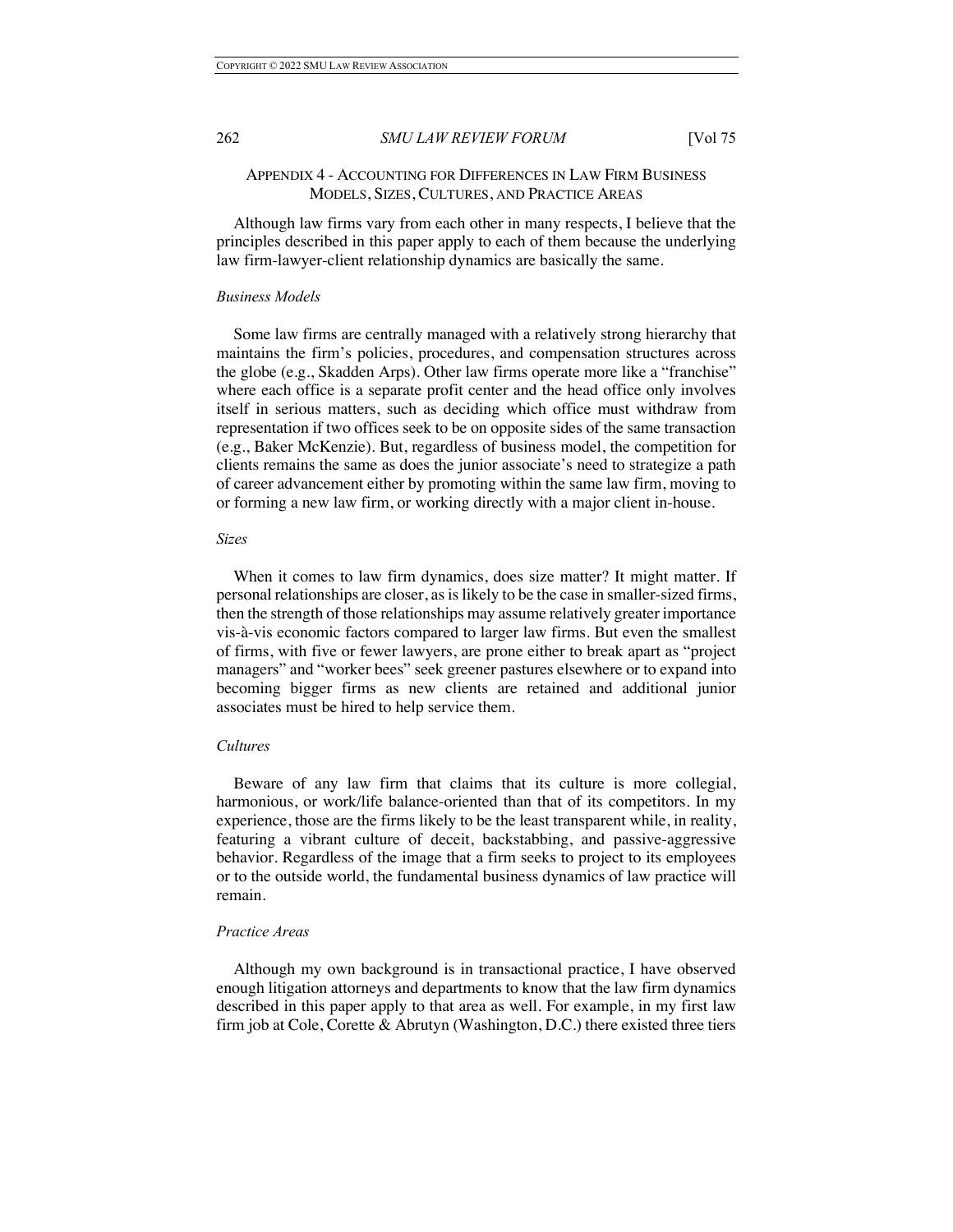## Appendix 4 - Accounting for Differences in Law Firm Business Models, Sizes, Cultures, and Practice Areas

Although law firms vary from each other in many respects, I believe that the principles described in this paper apply to each of them because the underlying law firm-lawyer-client relationship dynamics are basically the same.

### *Business Models*

Some law firms are centrally managed with a relatively strong hierarchy that maintains the firm's policies, procedures, and compensation structures across the globe (e.g., Skadden Arps). Other law firms operate more like a "franchise" where each office is a separate profit center and the head office only involves itself in serious matters, such as deciding which office must withdraw from representation if two offices seek to be on opposite sides of the same transaction (e.g., Baker McKenzie). But, regardless of business model, the competition for clients remains the same as does the junior associate's need to strategize a path of career advancement either by promoting within the same law firm, moving to or forming a new law firm, or working directly with a major client in-house.

### *Sizes*

When it comes to law firm dynamics, does size matter? It might matter. If personal relationships are closer, as is likely to be the case in smaller-sized firms, then the strength of those relationships may assume relatively greater importance vis-à-vis economic factors compared to larger law firms. But even the smallest of firms, with five or fewer lawyers, are prone either to break apart as "project managers" and "worker bees" seek greener pastures elsewhere or to expand into becoming bigger firms as new clients are retained and additional junior associates must be hired to help service them.

### *Cultures*

Beware of any law firm that claims that its culture is more collegial, harmonious, or work/life balance-oriented than that of its competitors. In my experience, those are the firms likely to be the least transparent while, in reality, featuring a vibrant culture of deceit, backstabbing, and passive-aggressive behavior. Regardless of the image that a firm seeks to project to its employees or to the outside world, the fundamental business dynamics of law practice will remain.

### *Practice Areas*

Although my own background is in transactional practice, I have observed enough litigation attorneys and departments to know that the law firm dynamics described in this paper apply to that area as well. For example, in my first law firm job at Cole, Corette & Abrutyn (Washington, D.C.) there existed three tiers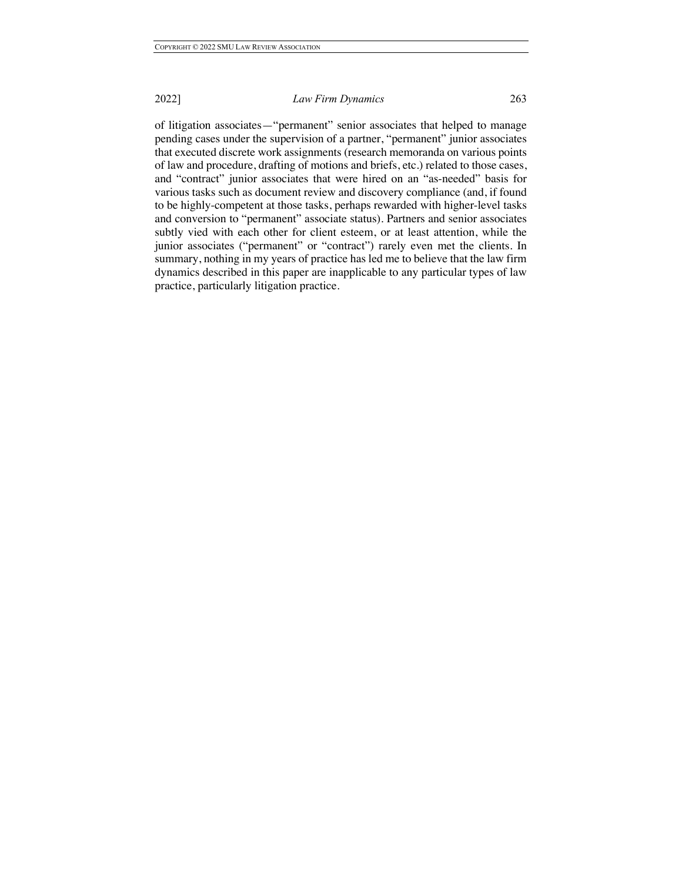of litigation associates—"permanent" senior associates that helped to manage pending cases under the supervision of a partner, "permanent" junior associates that executed discrete work assignments (research memoranda on various points of law and procedure, drafting of motions and briefs, etc.) related to those cases, and "contract" junior associates that were hired on an "as-needed" basis for various tasks such as document review and discovery compliance (and, if found to be highly-competent at those tasks, perhaps rewarded with higher-level tasks and conversion to "permanent" associate status). Partners and senior associates subtly vied with each other for client esteem, or at least attention, while the junior associates ("permanent" or "contract") rarely even met the clients. In summary, nothing in my years of practice has led me to believe that the law firm dynamics described in this paper are inapplicable to any particular types of law practice, particularly litigation practice.